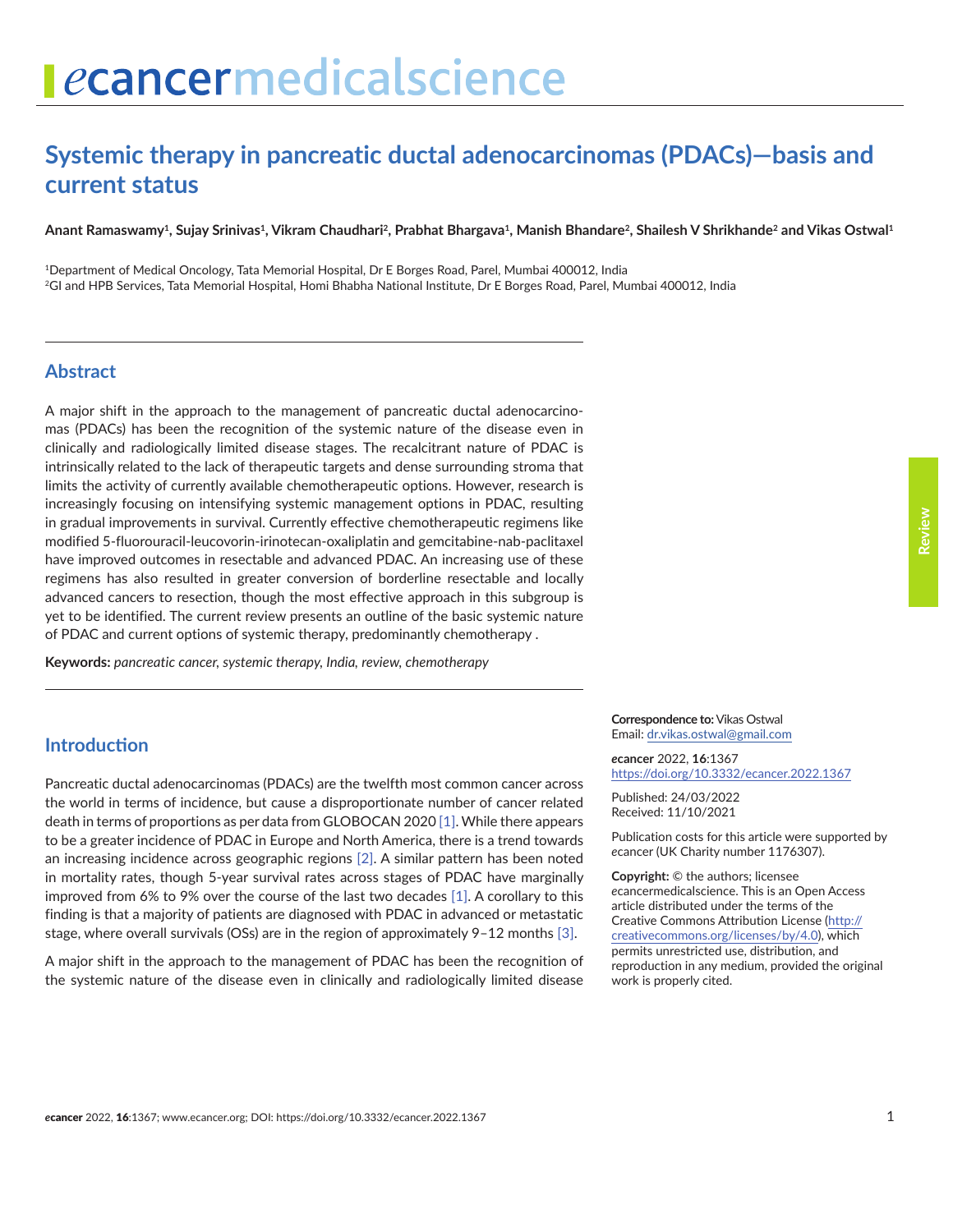# Systemic therapy in pancreatic ductal adenocarcinomas (PDACs)—basis and current status

**Anant Ramaswamy[1], Sujay Srinivas[1], Vikram Chaudhari[2], Prabhat Bhargava[1], Manish Bhandare[2], Shailesh V Shrikhande[2] and Vikas Ostwal[1]**

[1]Department of Medical Oncology, Tata Memorial Hospital, Dr E Borges Road, Parel, Mumbai 400012, India
[2]GI and HPB Services, Tata Memorial Hospital, Homi Bhabha National Institute, Dr E Borges Road, Parel, Mumbai 400012, India

## Abstract

A major shift in the approach to the management of pancreatic ductal adenocarcinomas (PDACs) has been the recognition of the systemic nature of the disease even in clinically and radiologically limited disease stages. The recalcitrant nature of PDAC is intrinsically related to the lack of therapeutic targets and dense surrounding stroma that limits the activity of currently available chemotherapeutic options. However, research is increasingly focusing on intensifying systemic management options in PDAC, resulting in gradual improvements in survival. Currently effective chemotherapeutic regimens like modified 5-fluorouracil-leucovorin-irinotecan-oxaliplatin and gemcitabine-nab-paclitaxel have improved outcomes in resectable and advanced PDAC. An increasing use of these regimens has also resulted in greater conversion of borderline resectable and locally advanced cancers to resection, though the most effective approach in this subgroup is yet to be identified. The current review presents an outline of the basic systemic nature of PDAC and current options of systemic therapy, predominantly chemotherapy .

**Keywords:** *pancreatic cancer, systemic therapy, India, review, chemotherapy*

**Correspondence to:** Vikas Ostwal
Email: dr.vikas.ostwal@gmail.com

*e*cancer 2022, **16**:1367
https://doi.org/10.3332/ecancer.2022.1367

Published: 24/03/2022
Received: 11/10/2021

Publication costs for this article were supported by *e*cancer (UK Charity number 1176307).

**Copyright:** © the authors; licensee *e*cancermedicalscience. This is an Open Access article distributed under the terms of the Creative Commons Attribution License (http://creativecommons.org/licenses/by/4.0), which permits unrestricted use, distribution, and reproduction in any medium, provided the original work is properly cited.

## Introduction

Pancreatic ductal adenocarcinomas (PDACs) are the twelfth most common cancer across the world in terms of incidence, but cause a disproportionate number of cancer related death in terms of proportions as per data from GLOBOCAN 2020 [1]. While there appears to be a greater incidence of PDAC in Europe and North America, there is a trend towards an increasing incidence across geographic regions [2]. A similar pattern has been noted in mortality rates, though 5-year survival rates across stages of PDAC have marginally improved from 6% to 9% over the course of the last two decades [1]. A corollary to this finding is that a majority of patients are diagnosed with PDAC in advanced or metastatic stage, where overall survivals (OSs) are in the region of approximately 9–12 months [3].

A major shift in the approach to the management of PDAC has been the recognition of the systemic nature of the disease even in clinically and radiologically limited disease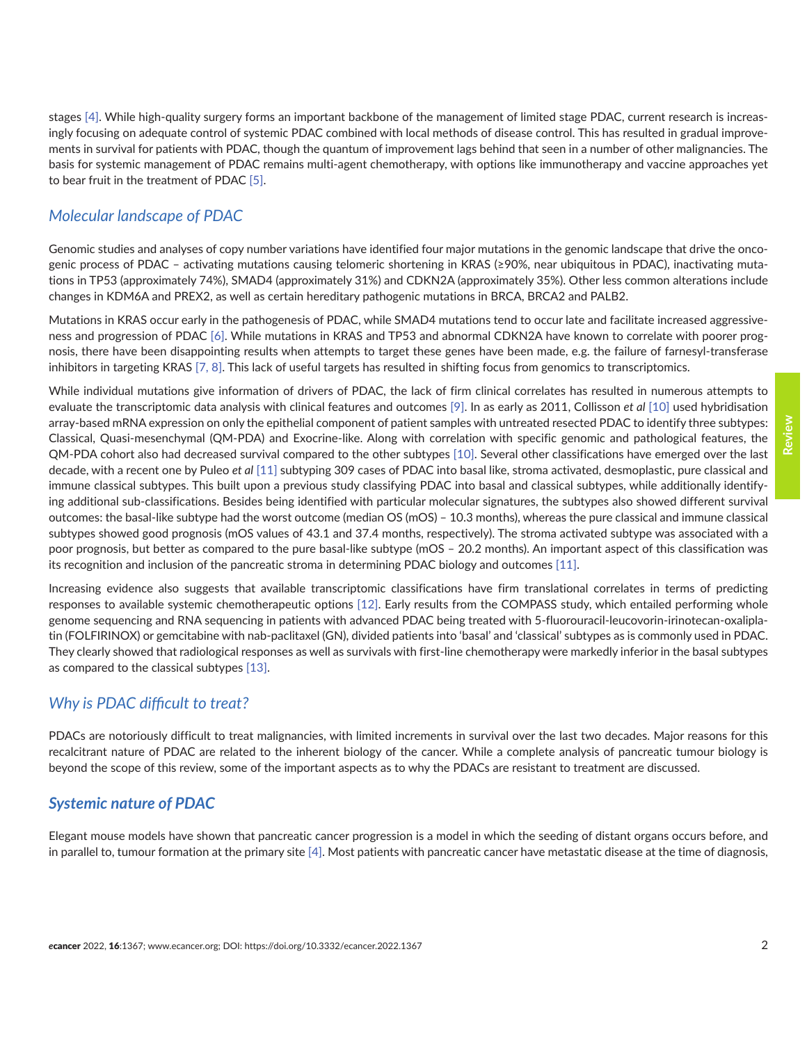stages [4]. While high-quality surgery forms an important backbone of the management of limited stage PDAC, current research is increasingly focusing on adequate control of systemic PDAC combined with local methods of disease control. This has resulted in gradual improvements in survival for patients with PDAC, though the quantum of improvement lags behind that seen in a number of other malignancies. The basis for systemic management of PDAC remains multi-agent chemotherapy, with options like immunotherapy and vaccine approaches yet to bear fruit in the treatment of PDAC [5].

## *Molecular landscape of PDAC*

Genomic studies and analyses of copy number variations have identified four major mutations in the genomic landscape that drive the oncogenic process of PDAC – activating mutations causing telomeric shortening in KRAS (≥90%, near ubiquitous in PDAC), inactivating mutations in TP53 (approximately 74%), SMAD4 (approximately 31%) and CDKN2A (approximately 35%). Other less common alterations include changes in KDM6A and PREX2, as well as certain hereditary pathogenic mutations in BRCA, BRCA2 and PALB2.

Mutations in KRAS occur early in the pathogenesis of PDAC, while SMAD4 mutations tend to occur late and facilitate increased aggressiveness and progression of PDAC [6]. While mutations in KRAS and TP53 and abnormal CDKN2A have known to correlate with poorer prognosis, there have been disappointing results when attempts to target these genes have been made, e.g. the failure of farnesyl-transferase inhibitors in targeting KRAS [7, 8]. This lack of useful targets has resulted in shifting focus from genomics to transcriptomics.

While individual mutations give information of drivers of PDAC, the lack of firm clinical correlates has resulted in numerous attempts to evaluate the transcriptomic data analysis with clinical features and outcomes [9]. In as early as 2011, Collisson *et al* [10] used hybridisation array-based mRNA expression on only the epithelial component of patient samples with untreated resected PDAC to identify three subtypes: Classical, Quasi-mesenchymal (QM-PDA) and Exocrine-like. Along with correlation with specific genomic and pathological features, the QM-PDA cohort also had decreased survival compared to the other subtypes [10]. Several other classifications have emerged over the last decade, with a recent one by Puleo *et al* [11] subtyping 309 cases of PDAC into basal like, stroma activated, desmoplastic, pure classical and immune classical subtypes. This built upon a previous study classifying PDAC into basal and classical subtypes, while additionally identifying additional sub-classifications. Besides being identified with particular molecular signatures, the subtypes also showed different survival outcomes: the basal-like subtype had the worst outcome (median OS (mOS) – 10.3 months), whereas the pure classical and immune classical subtypes showed good prognosis (mOS values of 43.1 and 37.4 months, respectively). The stroma activated subtype was associated with a poor prognosis, but better as compared to the pure basal-like subtype (mOS – 20.2 months). An important aspect of this classification was its recognition and inclusion of the pancreatic stroma in determining PDAC biology and outcomes [11].

Increasing evidence also suggests that available transcriptomic classifications have firm translational correlates in terms of predicting responses to available systemic chemotherapeutic options [12]. Early results from the COMPASS study, which entailed performing whole genome sequencing and RNA sequencing in patients with advanced PDAC being treated with 5-fluorouracil-leucovorin-irinotecan-oxaliplatin (FOLFIRINOX) or gemcitabine with nab-paclitaxel (GN), divided patients into 'basal' and 'classical' subtypes as is commonly used in PDAC. They clearly showed that radiological responses as well as survivals with first-line chemotherapy were markedly inferior in the basal subtypes as compared to the classical subtypes [13].

## *Why is PDAC difficult to treat?*

PDACs are notoriously difficult to treat malignancies, with limited increments in survival over the last two decades. Major reasons for this recalcitrant nature of PDAC are related to the inherent biology of the cancer. While a complete analysis of pancreatic tumour biology is beyond the scope of this review, some of the important aspects as to why the PDACs are resistant to treatment are discussed.

## ***Systemic nature of PDAC***

Elegant mouse models have shown that pancreatic cancer progression is a model in which the seeding of distant organs occurs before, and in parallel to, tumour formation at the primary site [4]. Most patients with pancreatic cancer have metastatic disease at the time of diagnosis,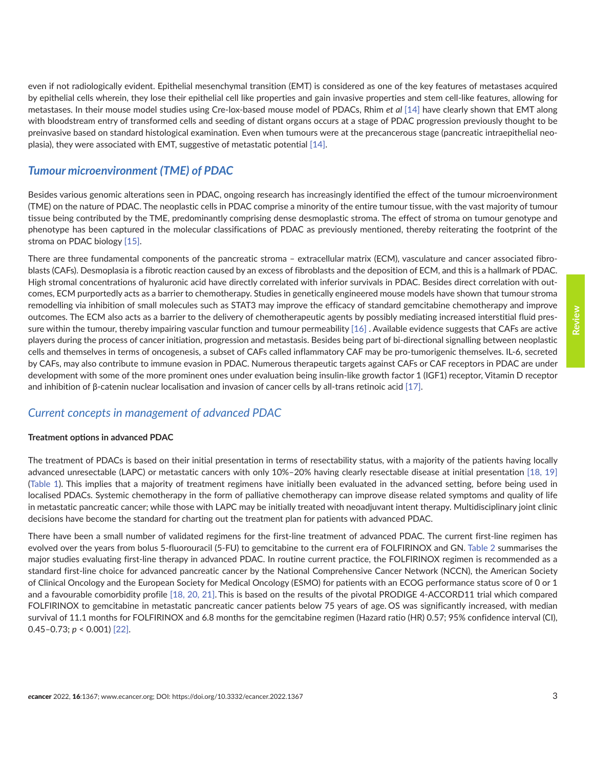even if not radiologically evident. Epithelial mesenchymal transition (EMT) is considered as one of the key features of metastases acquired by epithelial cells wherein, they lose their epithelial cell like properties and gain invasive properties and stem cell-like features, allowing for metastases. In their mouse model studies using Cre-lox-based mouse model of PDACs, Rhim *et al* [14] have clearly shown that EMT along with bloodstream entry of transformed cells and seeding of distant organs occurs at a stage of PDAC progression previously thought to be preinvasive based on standard histological examination. Even when tumours were at the precancerous stage (pancreatic intraepithelial neoplasia), they were associated with EMT, suggestive of metastatic potential [14].

## Tumour microenvironment (TME) of PDAC

Besides various genomic alterations seen in PDAC, ongoing research has increasingly identified the effect of the tumour microenvironment (TME) on the nature of PDAC. The neoplastic cells in PDAC comprise a minority of the entire tumour tissue, with the vast majority of tumour tissue being contributed by the TME, predominantly comprising dense desmoplastic stroma. The effect of stroma on tumour genotype and phenotype has been captured in the molecular classifications of PDAC as previously mentioned, thereby reiterating the footprint of the stroma on PDAC biology [15].

There are three fundamental components of the pancreatic stroma – extracellular matrix (ECM), vasculature and cancer associated fibroblasts (CAFs). Desmoplasia is a fibrotic reaction caused by an excess of fibroblasts and the deposition of ECM, and this is a hallmark of PDAC. High stromal concentrations of hyaluronic acid have directly correlated with inferior survivals in PDAC. Besides direct correlation with outcomes, ECM purportedly acts as a barrier to chemotherapy. Studies in genetically engineered mouse models have shown that tumour stroma remodelling via inhibition of small molecules such as STAT3 may improve the efficacy of standard gemcitabine chemotherapy and improve outcomes. The ECM also acts as a barrier to the delivery of chemotherapeutic agents by possibly mediating increased interstitial fluid pressure within the tumour, thereby impairing vascular function and tumour permeability [16] . Available evidence suggests that CAFs are active players during the process of cancer initiation, progression and metastasis. Besides being part of bi-directional signalling between neoplastic cells and themselves in terms of oncogenesis, a subset of CAFs called inflammatory CAF may be pro-tumorigenic themselves. IL-6, secreted by CAFs, may also contribute to immune evasion in PDAC. Numerous therapeutic targets against CAFs or CAF receptors in PDAC are under development with some of the more prominent ones under evaluation being insulin-like growth factor 1 (IGF1) receptor, Vitamin D receptor and inhibition of β-catenin nuclear localisation and invasion of cancer cells by all-trans retinoic acid [17].

## Current concepts in management of advanced PDAC

### Treatment options in advanced PDAC

The treatment of PDACs is based on their initial presentation in terms of resectability status, with a majority of the patients having locally advanced unresectable (LAPC) or metastatic cancers with only 10%–20% having clearly resectable disease at initial presentation [18, 19] (Table 1). This implies that a majority of treatment regimens have initially been evaluated in the advanced setting, before being used in localised PDACs. Systemic chemotherapy in the form of palliative chemotherapy can improve disease related symptoms and quality of life in metastatic pancreatic cancer; while those with LAPC may be initially treated with neoadjuvant intent therapy. Multidisciplinary joint clinic decisions have become the standard for charting out the treatment plan for patients with advanced PDAC.

There have been a small number of validated regimens for the first-line treatment of advanced PDAC. The current first-line regimen has evolved over the years from bolus 5-fluorouracil (5-FU) to gemcitabine to the current era of FOLFIRINOX and GN. Table 2 summarises the major studies evaluating first-line therapy in advanced PDAC. In routine current practice, the FOLFIRINOX regimen is recommended as a standard first-line choice for advanced pancreatic cancer by the National Comprehensive Cancer Network (NCCN), the American Society of Clinical Oncology and the European Society for Medical Oncology (ESMO) for patients with an ECOG performance status score of 0 or 1 and a favourable comorbidity profile [18, 20, 21]. This is based on the results of the pivotal PRODIGE 4-ACCORD11 trial which compared FOLFIRINOX to gemcitabine in metastatic pancreatic cancer patients below 75 years of age. OS was significantly increased, with median survival of 11.1 months for FOLFIRINOX and 6.8 months for the gemcitabine regimen (Hazard ratio (HR) 0.57; 95% confidence interval (CI), 0.45–0.73; $p < 0.001$) [22].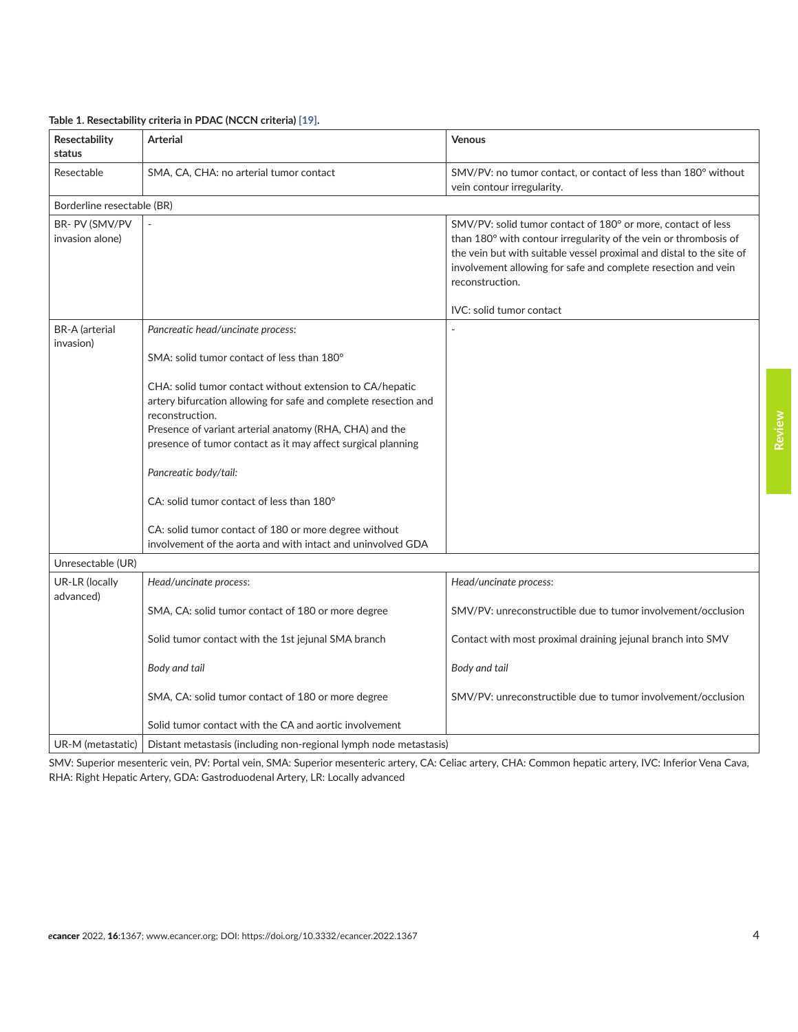**Table 1. Resectability criteria in PDAC (NCCN criteria) [19].**

| Resectability status | Arterial | Venous |
|---|---|---|
| Resectable | SMA, CA, CHA: no arterial tumor contact | SMV/PV: no tumor contact, or contact of less than 180° without vein contour irregularity. |
| Borderline resectable (BR) | | |
| BR- PV (SMV/PV invasion alone) | - | SMV/PV: solid tumor contact of 180° or more, contact of less than 180° with contour irregularity of the vein or thrombosis of the vein but with suitable vessel proximal and distal to the site of involvement allowing for safe and complete resection and vein reconstruction.<br><br>IVC: solid tumor contact |
| BR-A (arterial invasion) | *Pancreatic head/uncinate process*:<br><br>SMA: solid tumor contact of less than 180°<br><br>CHA: solid tumor contact without extension to CA/hepatic artery bifurcation allowing for safe and complete resection and reconstruction.<br>Presence of variant arterial anatomy (RHA, CHA) and the presence of tumor contact as it may affect surgical planning<br><br>*Pancreatic body/tail:*<br><br>CA: solid tumor contact of less than 180°<br><br>CA: solid tumor contact of 180 or more degree without involvement of the aorta and with intact and uninvolved GDA | - |
| Unresectable (UR) | | |
| UR-LR (locally advanced) | *Head/uncinate process*:<br><br>SMA, CA: solid tumor contact of 180 or more degree<br><br>Solid tumor contact with the 1st jejunal SMA branch<br><br>*Body and tail*<br><br>SMA, CA: solid tumor contact of 180 or more degree<br><br>Solid tumor contact with the CA and aortic involvement | *Head/uncinate process*:<br><br>SMV/PV: unreconstructible due to tumor involvement/occlusion<br><br>Contact with most proximal draining jejunal branch into SMV<br><br>*Body and tail*<br><br>SMV/PV: unreconstructible due to tumor involvement/occlusion |
| UR-M (metastatic) | Distant metastasis (including non-regional lymph node metastasis) | |

SMV: Superior mesenteric vein, PV: Portal vein, SMA: Superior mesenteric artery, CA: Celiac artery, CHA: Common hepatic artery, IVC: Inferior Vena Cava, RHA: Right Hepatic Artery, GDA: Gastroduodenal Artery, LR: Locally advanced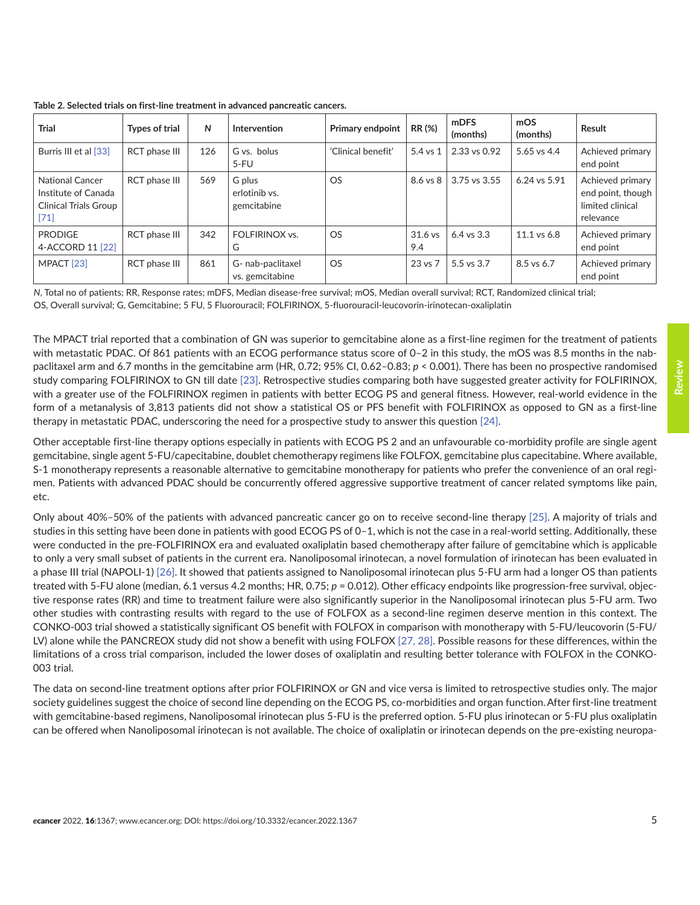**Table 2. Selected trials on first-line treatment in advanced pancreatic cancers.**

| Trial | Types of trial | *N* | Intervention | Primary endpoint | RR (%) | mDFS (months) | mOS (months) | Result |
|---|---|---|---|---|---|---|---|---|
| Burris III et al [33] | RCT phase III | 126 | G vs. bolus 5-FU | 'Clinical benefit' | 5.4 vs 1 | 2.33 vs 0.92 | 5.65 vs 4.4 | Achieved primary end point |
| National Cancer Institute of Canada Clinical Trials Group [71] | RCT phase III | 569 | G plus erlotinib vs. gemcitabine | OS | 8.6 vs 8 | 3.75 vs 3.55 | 6.24 vs 5.91 | Achieved primary end point, though limited clinical relevance |
| PRODIGE 4-ACCORD 11 [22] | RCT phase III | 342 | FOLFIRINOX vs. G | OS | 31.6 vs 9.4 | 6.4 vs 3.3 | 11.1 vs 6.8 | Achieved primary end point |
| MPACT [23] | RCT phase III | 861 | G- nab-paclitaxel vs. gemcitabine | OS | 23 vs 7 | 5.5 vs 3.7 | 8.5 vs 6.7 | Achieved primary end point |

*N*, Total no of patients; RR, Response rates; mDFS, Median disease-free survival; mOS, Median overall survival; RCT, Randomized clinical trial; OS, Overall survival; G, Gemcitabine; 5 FU, 5 Fluorouracil; FOLFIRINOX, 5-fluorouracil-leucovorin-irinotecan-oxaliplatin

The MPACT trial reported that a combination of GN was superior to gemcitabine alone as a first-line regimen for the treatment of patients with metastatic PDAC. Of 861 patients with an ECOG performance status score of 0–2 in this study, the mOS was 8.5 months in the nab-paclitaxel arm and 6.7 months in the gemcitabine arm (HR, 0.72; 95% CI, 0.62–0.83; $p < 0.001$). There has been no prospective randomised study comparing FOLFIRINOX to GN till date [23]. Retrospective studies comparing both have suggested greater activity for FOLFIRINOX, with a greater use of the FOLFIRINOX regimen in patients with better ECOG PS and general fitness. However, real-world evidence in the form of a metanalysis of 3,813 patients did not show a statistical OS or PFS benefit with FOLFIRINOX as opposed to GN as a first-line therapy in metastatic PDAC, underscoring the need for a prospective study to answer this question [24].

Other acceptable first-line therapy options especially in patients with ECOG PS 2 and an unfavourable co-morbidity profile are single agent gemcitabine, single agent 5-FU/capecitabine, doublet chemotherapy regimens like FOLFOX, gemcitabine plus capecitabine. Where available, S-1 monotherapy represents a reasonable alternative to gemcitabine monotherapy for patients who prefer the convenience of an oral regimen. Patients with advanced PDAC should be concurrently offered aggressive supportive treatment of cancer related symptoms like pain, etc.

Only about 40%–50% of the patients with advanced pancreatic cancer go on to receive second-line therapy [25]. A majority of trials and studies in this setting have been done in patients with good ECOG PS of 0–1, which is not the case in a real-world setting. Additionally, these were conducted in the pre-FOLFIRINOX era and evaluated oxaliplatin based chemotherapy after failure of gemcitabine which is applicable to only a very small subset of patients in the current era. Nanoliposomal irinotecan, a novel formulation of irinotecan has been evaluated in a phase III trial (NAPOLI-1) [26]. It showed that patients assigned to Nanoliposomal irinotecan plus 5-FU arm had a longer OS than patients treated with 5-FU alone (median, 6.1 versus 4.2 months; HR, 0.75; $p = 0.012$). Other efficacy endpoints like progression-free survival, objective response rates (RR) and time to treatment failure were also significantly superior in the Nanoliposomal irinotecan plus 5-FU arm. Two other studies with contrasting results with regard to the use of FOLFOX as a second-line regimen deserve mention in this context. The CONKO-003 trial showed a statistically significant OS benefit with FOLFOX in comparison with monotherapy with 5-FU/leucovorin (5-FU/LV) alone while the PANCREOX study did not show a benefit with using FOLFOX [27, 28]. Possible reasons for these differences, within the limitations of a cross trial comparison, included the lower doses of oxaliplatin and resulting better tolerance with FOLFOX in the CONKO-003 trial.

The data on second-line treatment options after prior FOLFIRINOX or GN and vice versa is limited to retrospective studies only. The major society guidelines suggest the choice of second line depending on the ECOG PS, co-morbidities and organ function. After first-line treatment with gemcitabine-based regimens, Nanoliposomal irinotecan plus 5-FU is the preferred option. 5-FU plus irinotecan or 5-FU plus oxaliplatin can be offered when Nanoliposomal irinotecan is not available. The choice of oxaliplatin or irinotecan depends on the pre-existing neuropa-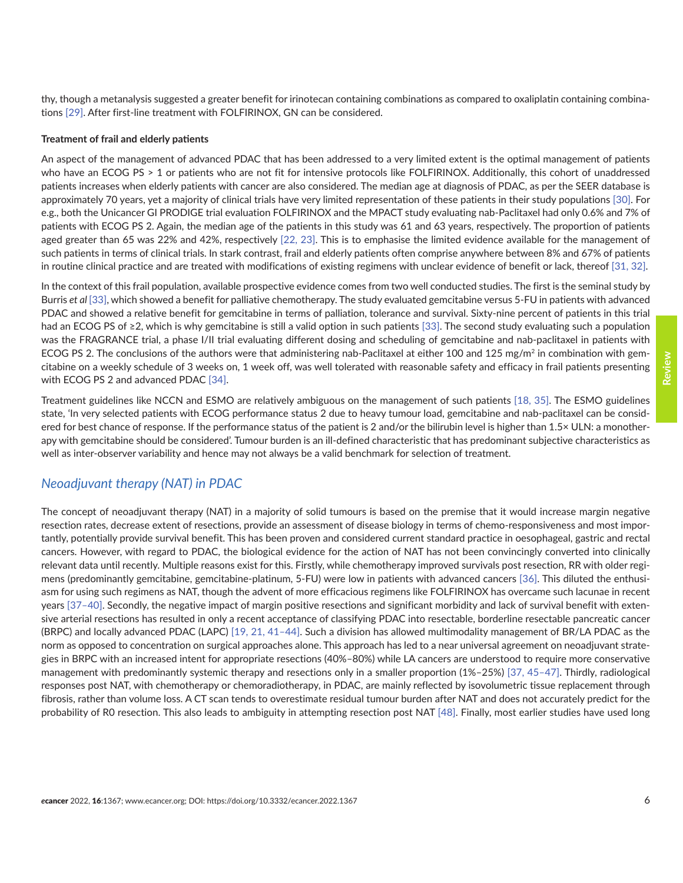thy, though a metanalysis suggested a greater benefit for irinotecan containing combinations as compared to oxaliplatin containing combinations [29]. After first-line treatment with FOLFIRINOX, GN can be considered.

#### Treatment of frail and elderly patients

An aspect of the management of advanced PDAC that has been addressed to a very limited extent is the optimal management of patients who have an ECOG PS > 1 or patients who are not fit for intensive protocols like FOLFIRINOX. Additionally, this cohort of unaddressed patients increases when elderly patients with cancer are also considered. The median age at diagnosis of PDAC, as per the SEER database is approximately 70 years, yet a majority of clinical trials have very limited representation of these patients in their study populations [30]. For e.g., both the Unicancer GI PRODIGE trial evaluation FOLFIRINOX and the MPACT study evaluating nab-Paclitaxel had only 0.6% and 7% of patients with ECOG PS 2. Again, the median age of the patients in this study was 61 and 63 years, respectively. The proportion of patients aged greater than 65 was 22% and 42%, respectively [22, 23]. This is to emphasise the limited evidence available for the management of such patients in terms of clinical trials. In stark contrast, frail and elderly patients often comprise anywhere between 8% and 67% of patients in routine clinical practice and are treated with modifications of existing regimens with unclear evidence of benefit or lack, thereof [31, 32].

In the context of this frail population, available prospective evidence comes from two well conducted studies. The first is the seminal study by Burris *et al* [33], which showed a benefit for palliative chemotherapy. The study evaluated gemcitabine versus 5-FU in patients with advanced PDAC and showed a relative benefit for gemcitabine in terms of palliation, tolerance and survival. Sixty-nine percent of patients in this trial had an ECOG PS of ≥2, which is why gemcitabine is still a valid option in such patients [33]. The second study evaluating such a population was the FRAGRANCE trial, a phase I/II trial evaluating different dosing and scheduling of gemcitabine and nab-paclitaxel in patients with ECOG PS 2. The conclusions of the authors were that administering nab-Paclitaxel at either 100 and 125 mg/m$^2$ in combination with gemcitabine on a weekly schedule of 3 weeks on, 1 week off, was well tolerated with reasonable safety and efficacy in frail patients presenting with ECOG PS 2 and advanced PDAC [34].

Treatment guidelines like NCCN and ESMO are relatively ambiguous on the management of such patients [18, 35]. The ESMO guidelines state, 'In very selected patients with ECOG performance status 2 due to heavy tumour load, gemcitabine and nab-paclitaxel can be considered for best chance of response. If the performance status of the patient is 2 and/or the bilirubin level is higher than 1.5× ULN: a monotherapy with gemcitabine should be considered'. Tumour burden is an ill-defined characteristic that has predominant subjective characteristics as well as inter-observer variability and hence may not always be a valid benchmark for selection of treatment.

## *Neoadjuvant therapy (NAT) in PDAC*

The concept of neoadjuvant therapy (NAT) in a majority of solid tumours is based on the premise that it would increase margin negative resection rates, decrease extent of resections, provide an assessment of disease biology in terms of chemo-responsiveness and most importantly, potentially provide survival benefit. This has been proven and considered current standard practice in oesophageal, gastric and rectal cancers. However, with regard to PDAC, the biological evidence for the action of NAT has not been convincingly converted into clinically relevant data until recently. Multiple reasons exist for this. Firstly, while chemotherapy improved survivals post resection, RR with older regimens (predominantly gemcitabine, gemcitabine-platinum, 5-FU) were low in patients with advanced cancers [36]. This diluted the enthusiasm for using such regimens as NAT, though the advent of more efficacious regimens like FOLFIRINOX has overcame such lacunae in recent years [37–40]. Secondly, the negative impact of margin positive resections and significant morbidity and lack of survival benefit with extensive arterial resections has resulted in only a recent acceptance of classifying PDAC into resectable, borderline resectable pancreatic cancer (BRPC) and locally advanced PDAC (LAPC) [19, 21, 41–44]. Such a division has allowed multimodality management of BR/LA PDAC as the norm as opposed to concentration on surgical approaches alone. This approach has led to a near universal agreement on neoadjuvant strategies in BRPC with an increased intent for appropriate resections (40%–80%) while LA cancers are understood to require more conservative management with predominantly systemic therapy and resections only in a smaller proportion (1%–25%) [37, 45–47]. Thirdly, radiological responses post NAT, with chemotherapy or chemoradiotherapy, in PDAC, are mainly reflected by isovolumetric tissue replacement through fibrosis, rather than volume loss. A CT scan tends to overestimate residual tumour burden after NAT and does not accurately predict for the probability of R0 resection. This also leads to ambiguity in attempting resection post NAT [48]. Finally, most earlier studies have used long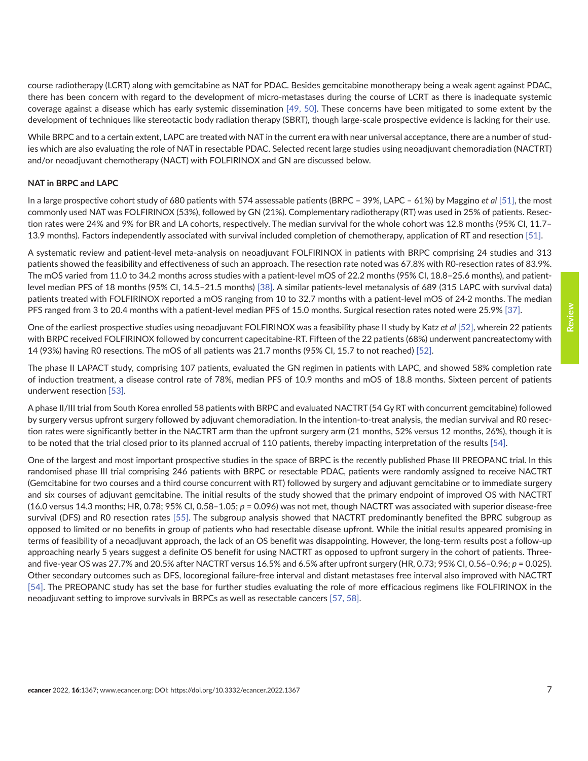course radiotherapy (LCRT) along with gemcitabine as NAT for PDAC. Besides gemcitabine monotherapy being a weak agent against PDAC, there has been concern with regard to the development of micro-metastases during the course of LCRT as there is inadequate systemic coverage against a disease which has early systemic dissemination [49, 50]. These concerns have been mitigated to some extent by the development of techniques like stereotactic body radiation therapy (SBRT), though large-scale prospective evidence is lacking for their use.

While BRPC and to a certain extent, LAPC are treated with NAT in the current era with near universal acceptance, there are a number of studies which are also evaluating the role of NAT in resectable PDAC. Selected recent large studies using neoadjuvant chemoradiation (NACTRT) and/or neoadjuvant chemotherapy (NACT) with FOLFIRINOX and GN are discussed below.

**NAT in BRPC and LAPC**

In a large prospective cohort study of 680 patients with 574 assessable patients (BRPC – 39%, LAPC – 61%) by Maggino *et al* [51], the most commonly used NAT was FOLFIRINOX (53%), followed by GN (21%). Complementary radiotherapy (RT) was used in 25% of patients. Resection rates were 24% and 9% for BR and LA cohorts, respectively. The median survival for the whole cohort was 12.8 months (95% CI, 11.7–13.9 months). Factors independently associated with survival included completion of chemotherapy, application of RT and resection [51].

A systematic review and patient-level meta-analysis on neoadjuvant FOLFIRINOX in patients with BRPC comprising 24 studies and 313 patients showed the feasibility and effectiveness of such an approach. The resection rate noted was 67.8% with R0-resection rates of 83.9%. The mOS varied from 11.0 to 34.2 months across studies with a patient-level mOS of 22.2 months (95% CI, 18.8–25.6 months), and patient-level median PFS of 18 months (95% CI, 14.5–21.5 months) [38]. A similar patients-level metanalysis of 689 (315 LAPC with survival data) patients treated with FOLFIRINOX reported a mOS ranging from 10 to 32.7 months with a patient-level mOS of 24·2 months. The median PFS ranged from 3 to 20.4 months with a patient-level median PFS of 15.0 months. Surgical resection rates noted were 25.9% [37].

One of the earliest prospective studies using neoadjuvant FOLFIRINOX was a feasibility phase II study by Katz *et al* [52], wherein 22 patients with BRPC received FOLFIRINOX followed by concurrent capecitabine-RT. Fifteen of the 22 patients (68%) underwent pancreatectomy with 14 (93%) having R0 resections. The mOS of all patients was 21.7 months (95% CI, 15.7 to not reached) [52].

The phase II LAPACT study, comprising 107 patients, evaluated the GN regimen in patients with LAPC, and showed 58% completion rate of induction treatment, a disease control rate of 78%, median PFS of 10.9 months and mOS of 18.8 months. Sixteen percent of patients underwent resection [53].

A phase II/III trial from South Korea enrolled 58 patients with BRPC and evaluated NACTRT (54 Gy RT with concurrent gemcitabine) followed by surgery versus upfront surgery followed by adjuvant chemoradiation. In the intention-to-treat analysis, the median survival and R0 resection rates were significantly better in the NACTRT arm than the upfront surgery arm (21 months, 52% versus 12 months, 26%), though it is to be noted that the trial closed prior to its planned accrual of 110 patients, thereby impacting interpretation of the results [54].

One of the largest and most important prospective studies in the space of BRPC is the recently published Phase III PREOPANC trial. In this randomised phase III trial comprising 246 patients with BRPC or resectable PDAC, patients were randomly assigned to receive NACTRT (Gemcitabine for two courses and a third course concurrent with RT) followed by surgery and adjuvant gemcitabine or to immediate surgery and six courses of adjuvant gemcitabine. The initial results of the study showed that the primary endpoint of improved OS with NACTRT (16.0 versus 14.3 months; HR, 0.78; 95% CI, 0.58–1.05; $p$ = 0.096) was not met, though NACTRT was associated with superior disease-free survival (DFS) and R0 resection rates [55]. The subgroup analysis showed that NACTRT predominantly benefited the BPRC subgroup as opposed to limited or no benefits in group of patients who had resectable disease upfront. While the initial results appeared promising in terms of feasibility of a neoadjuvant approach, the lack of an OS benefit was disappointing. However, the long-term results post a follow-up approaching nearly 5 years suggest a definite OS benefit for using NACTRT as opposed to upfront surgery in the cohort of patients. Three- and five-year OS was 27.7% and 20.5% after NACTRT versus 16.5% and 6.5% after upfront surgery (HR, 0.73; 95% CI, 0.56–0.96; $p$ = 0.025). Other secondary outcomes such as DFS, locoregional failure-free interval and distant metastases free interval also improved with NACTRT [54]. The PREOPANC study has set the base for further studies evaluating the role of more efficacious regimens like FOLFIRINOX in the neoadjuvant setting to improve survivals in BRPCs as well as resectable cancers [57, 58].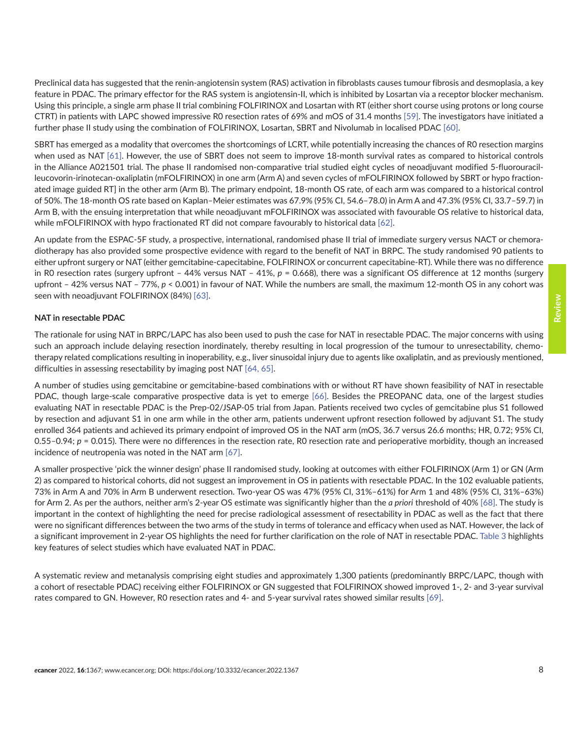Preclinical data has suggested that the renin-angiotensin system (RAS) activation in fibroblasts causes tumour fibrosis and desmoplasia, a key feature in PDAC. The primary effector for the RAS system is angiotensin-II, which is inhibited by Losartan via a receptor blocker mechanism. Using this principle, a single arm phase II trial combining FOLFIRINOX and Losartan with RT (either short course using protons or long course CTRT) in patients with LAPC showed impressive R0 resection rates of 69% and mOS of 31.4 months [59]. The investigators have initiated a further phase II study using the combination of FOLFIRINOX, Losartan, SBRT and Nivolumab in localised PDAC [60].

SBRT has emerged as a modality that overcomes the shortcomings of LCRT, while potentially increasing the chances of R0 resection margins when used as NAT [61]. However, the use of SBRT does not seem to improve 18-month survival rates as compared to historical controls in the Alliance A021501 trial. The phase II randomised non-comparative trial studied eight cycles of neoadjuvant modified 5-fluorouracil-leucovorin-irinotecan-oxaliplatin (mFOLFIRINOX) in one arm (Arm A) and seven cycles of mFOLFIRINOX followed by SBRT or hypo fractionated image guided RT] in the other arm (Arm B). The primary endpoint, 18-month OS rate, of each arm was compared to a historical control of 50%. The 18-month OS rate based on Kaplan–Meier estimates was 67.9% (95% CI, 54.6–78.0) in Arm A and 47.3% (95% CI, 33.7–59.7) in Arm B, with the ensuing interpretation that while neoadjuvant mFOLFIRINOX was associated with favourable OS relative to historical data, while mFOLFIRINOX with hypo fractionated RT did not compare favourably to historical data [62].

An update from the ESPAC-5F study, a prospective, international, randomised phase II trial of immediate surgery versus NACT or chemoradiotherapy has also provided some prospective evidence with regard to the benefit of NAT in BRPC. The study randomised 90 patients to either upfront surgery or NAT (either gemcitabine-capecitabine, FOLFIRINOX or concurrent capecitabine-RT). While there was no difference in R0 resection rates (surgery upfront – 44% versus NAT – 41%, $p = 0.668$), there was a significant OS difference at 12 months (surgery upfront – 42% versus NAT – 77%, $p < 0.001$) in favour of NAT. While the numbers are small, the maximum 12-month OS in any cohort was seen with neoadjuvant FOLFIRINOX (84%) [63].

**NAT in resectable PDAC**

The rationale for using NAT in BRPC/LAPC has also been used to push the case for NAT in resectable PDAC. The major concerns with using such an approach include delaying resection inordinately, thereby resulting in local progression of the tumour to unresectability, chemotherapy related complications resulting in inoperability, e.g., liver sinusoidal injury due to agents like oxaliplatin, and as previously mentioned, difficulties in assessing resectability by imaging post NAT [64, 65].

A number of studies using gemcitabine or gemcitabine-based combinations with or without RT have shown feasibility of NAT in resectable PDAC, though large-scale comparative prospective data is yet to emerge [66]. Besides the PREOPANC data, one of the largest studies evaluating NAT in resectable PDAC is the Prep-02/JSAP-05 trial from Japan. Patients received two cycles of gemcitabine plus S1 followed by resection and adjuvant S1 in one arm while in the other arm, patients underwent upfront resection followed by adjuvant S1. The study enrolled 364 patients and achieved its primary endpoint of improved OS in the NAT arm (mOS, 36.7 versus 26.6 months; HR, 0.72; 95% CI, 0.55–0.94; $p = 0.015$). There were no differences in the resection rate, R0 resection rate and perioperative morbidity, though an increased incidence of neutropenia was noted in the NAT arm [67].

A smaller prospective 'pick the winner design' phase II randomised study, looking at outcomes with either FOLFIRINOX (Arm 1) or GN (Arm 2) as compared to historical cohorts, did not suggest an improvement in OS in patients with resectable PDAC. In the 102 evaluable patients, 73% in Arm A and 70% in Arm B underwent resection. Two-year OS was 47% (95% CI, 31%–61%) for Arm 1 and 48% (95% CI, 31%–63%) for Arm 2. As per the authors, neither arm's 2-year OS estimate was significantly higher than the *a priori* threshold of 40% [68]. The study is important in the context of highlighting the need for precise radiological assessment of resectability in PDAC as well as the fact that there were no significant differences between the two arms of the study in terms of tolerance and efficacy when used as NAT. However, the lack of a significant improvement in 2-year OS highlights the need for further clarification on the role of NAT in resectable PDAC. Table 3 highlights key features of select studies which have evaluated NAT in PDAC.

A systematic review and metanalysis comprising eight studies and approximately 1,300 patients (predominantly BRPC/LAPC, though with a cohort of resectable PDAC) receiving either FOLFIRINOX or GN suggested that FOLFIRINOX showed improved 1-, 2- and 3-year survival rates compared to GN. However, R0 resection rates and 4- and 5-year survival rates showed similar results [69].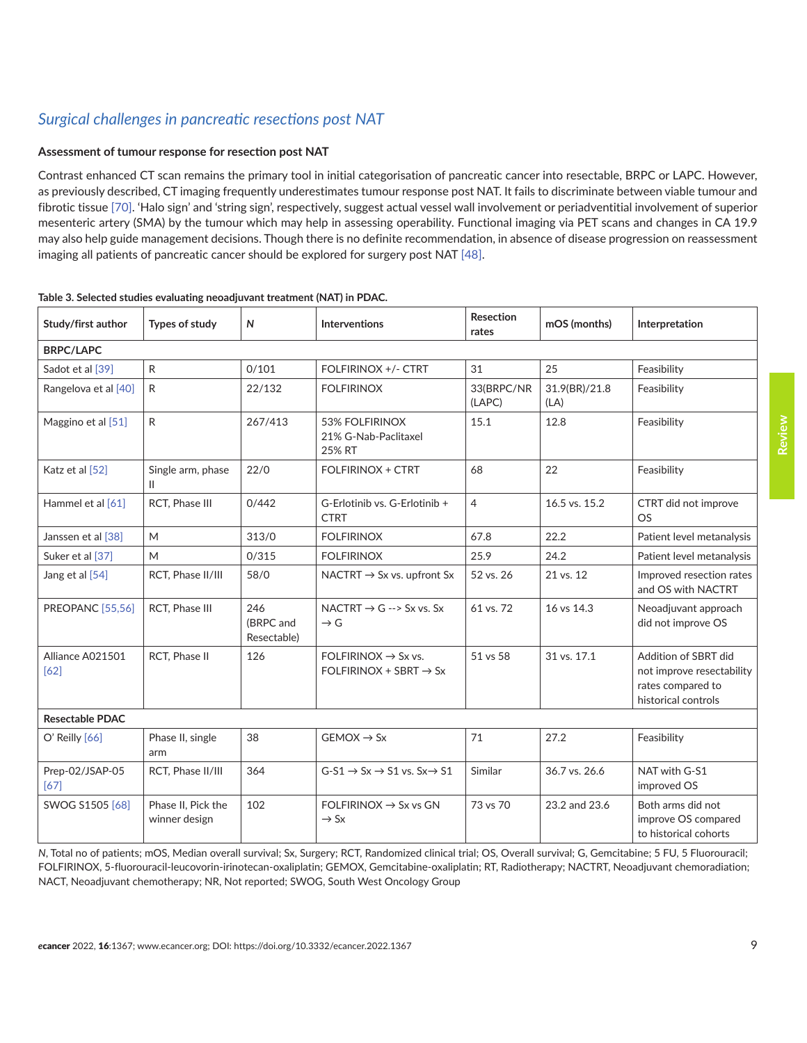## *Surgical challenges in pancreatic resections post NAT*

### Assessment of tumour response for resection post NAT

Contrast enhanced CT scan remains the primary tool in initial categorisation of pancreatic cancer into resectable, BRPC or LAPC. However, as previously described, CT imaging frequently underestimates tumour response post NAT. It fails to discriminate between viable tumour and fibrotic tissue [70]. 'Halo sign' and 'string sign', respectively, suggest actual vessel wall involvement or periadventitial involvement of superior mesenteric artery (SMA) by the tumour which may help in assessing operability. Functional imaging via PET scans and changes in CA 19.9 may also help guide management decisions. Though there is no definite recommendation, in absence of disease progression on reassessment imaging all patients of pancreatic cancer should be explored for surgery post NAT [48].

**Table 3. Selected studies evaluating neoadjuvant treatment (NAT) in PDAC.**

| Study/first author | Types of study | *N* | Interventions | Resection rates | mOS (months) | Interpretation |
|---|---|---|---|---|---|---|
| **BRPC/LAPC** | | | | | | |
| Sadot et al [39] | R | 0/101 | FOLFIRINOX +/- CTRT | 31 | 25 | Feasibility |
| Rangelova et al [40] | R | 22/132 | FOLFIRINOX | 33(BRPC/NR (LAPC) | 31.9(BR)/21.8 (LA) | Feasibility |
| Maggino et al [51] | R | 267/413 | 53% FOLFIRINOX 21% G-Nab-Paclitaxel 25% RT | 15.1 | 12.8 | Feasibility |
| Katz et al [52] | Single arm, phase II | 22/0 | FOLFIRINOX + CTRT | 68 | 22 | Feasibility |
| Hammel et al [61] | RCT, Phase III | 0/442 | G-Erlotinib vs. G-Erlotinib + CTRT | 4 | 16.5 vs. 15.2 | CTRT did not improve OS |
| Janssen et al [38] | M | 313/0 | FOLFIRINOX | 67.8 | 22.2 | Patient level metanalysis |
| Suker et al [37] | M | 0/315 | FOLFIRINOX | 25.9 | 24.2 | Patient level metanalysis |
| Jang et al [54] | RCT, Phase II/III | 58/0 | NACTRT → Sx vs. upfront Sx | 52 vs. 26 | 21 vs. 12 | Improved resection rates and OS with NACTRT |
| PREOPANC [55,56] | RCT, Phase III | 246 (BRPC and Resectable) | NACTRT → G --> Sx vs. Sx → G | 61 vs. 72 | 16 vs 14.3 | Neoadjuvant approach did not improve OS |
| Alliance A021501 [62] | RCT, Phase II | 126 | FOLFIRINOX → Sx vs. FOLFIRINOX + SBRT → Sx | 51 vs 58 | 31 vs. 17.1 | Addition of SBRT did not improve resectability rates compared to historical controls |
| **Resectable PDAC** | | | | | | |
| O' Reilly [66] | Phase II, single arm | 38 | GEMOX → Sx | 71 | 27.2 | Feasibility |
| Prep-02/JSAP-05 [67] | RCT, Phase II/III | 364 | G-S1 → Sx → S1 vs. Sx→ S1 | Similar | 36.7 vs. 26.6 | NAT with G-S1 improved OS |
| SWOG S1505 [68] | Phase II, Pick the winner design | 102 | FOLFIRINOX → Sx vs GN → Sx | 73 vs 70 | 23.2 and 23.6 | Both arms did not improve OS compared to historical cohorts |

*N*, Total no of patients; mOS, Median overall survival; Sx, Surgery; RCT, Randomized clinical trial; OS, Overall survival; G, Gemcitabine; 5 FU, 5 Fluorouracil; FOLFIRINOX, 5-fluorouracil-leucovorin-irinotecan-oxaliplatin; GEMOX, Gemcitabine-oxaliplatin; RT, Radiotherapy; NACTRT, Neoadjuvant chemoradiation; NACT, Neoadjuvant chemotherapy; NR, Not reported; SWOG, South West Oncology Group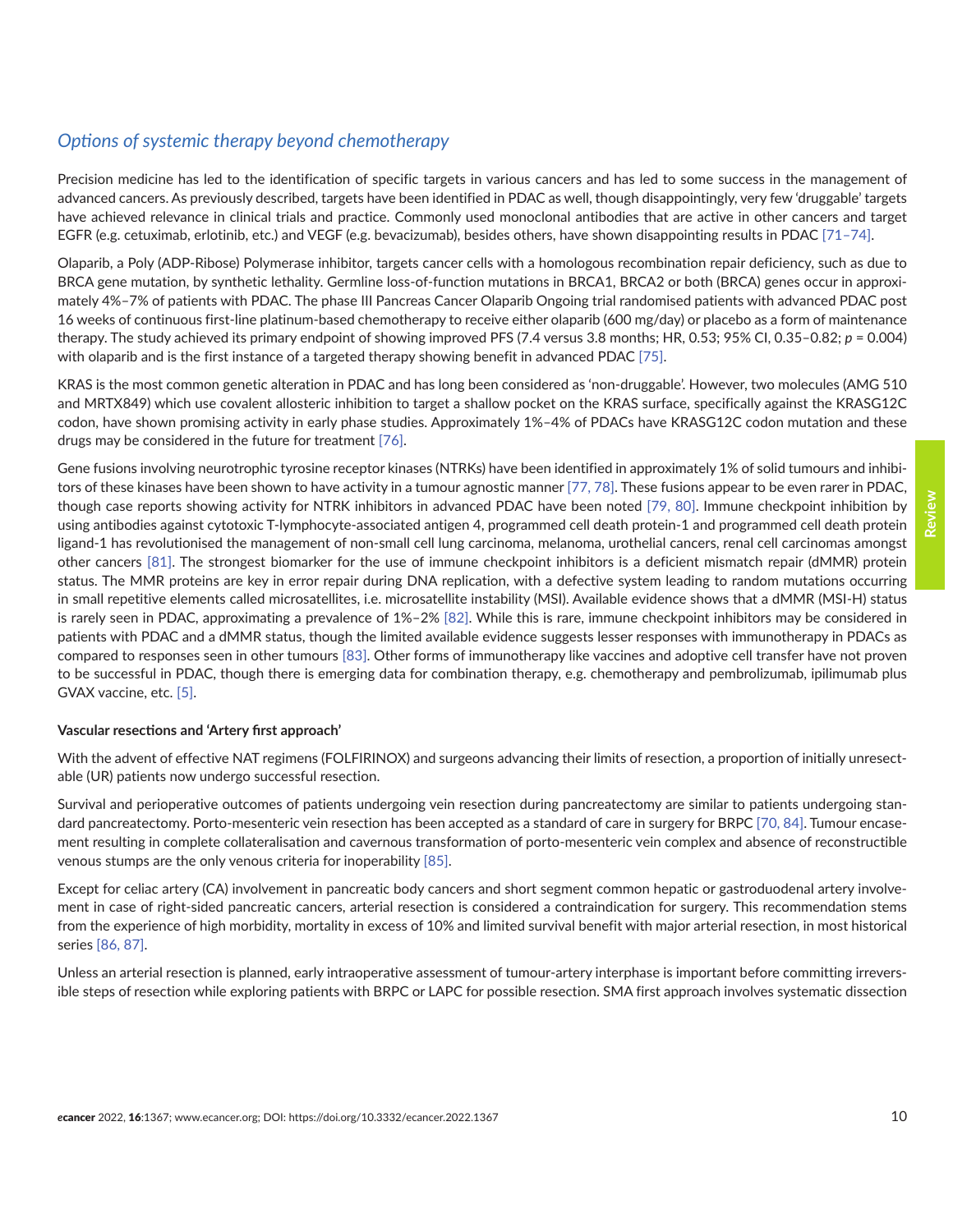## *Options of systemic therapy beyond chemotherapy*

Precision medicine has led to the identification of specific targets in various cancers and has led to some success in the management of advanced cancers. As previously described, targets have been identified in PDAC as well, though disappointingly, very few 'druggable' targets have achieved relevance in clinical trials and practice. Commonly used monoclonal antibodies that are active in other cancers and target EGFR (e.g. cetuximab, erlotinib, etc.) and VEGF (e.g. bevacizumab), besides others, have shown disappointing results in PDAC [71–74].

Olaparib, a Poly (ADP-Ribose) Polymerase inhibitor, targets cancer cells with a homologous recombination repair deficiency, such as due to BRCA gene mutation, by synthetic lethality. Germline loss-of-function mutations in BRCA1, BRCA2 or both (BRCA) genes occur in approximately 4%–7% of patients with PDAC. The phase III Pancreas Cancer Olaparib Ongoing trial randomised patients with advanced PDAC post 16 weeks of continuous first-line platinum-based chemotherapy to receive either olaparib (600 mg/day) or placebo as a form of maintenance therapy. The study achieved its primary endpoint of showing improved PFS (7.4 versus 3.8 months; HR, 0.53; 95% CI, 0.35–0.82; $p$ = 0.004) with olaparib and is the first instance of a targeted therapy showing benefit in advanced PDAC [75].

KRAS is the most common genetic alteration in PDAC and has long been considered as 'non-druggable'. However, two molecules (AMG 510 and MRTX849) which use covalent allosteric inhibition to target a shallow pocket on the KRAS surface, specifically against the KRASG12C codon, have shown promising activity in early phase studies. Approximately 1%–4% of PDACs have KRASG12C codon mutation and these drugs may be considered in the future for treatment [76].

Gene fusions involving neurotrophic tyrosine receptor kinases (NTRKs) have been identified in approximately 1% of solid tumours and inhibitors of these kinases have been shown to have activity in a tumour agnostic manner [77, 78]. These fusions appear to be even rarer in PDAC, though case reports showing activity for NTRK inhibitors in advanced PDAC have been noted [79, 80]. Immune checkpoint inhibition by using antibodies against cytotoxic T-lymphocyte-associated antigen 4, programmed cell death protein-1 and programmed cell death protein ligand-1 has revolutionised the management of non-small cell lung carcinoma, melanoma, urothelial cancers, renal cell carcinomas amongst other cancers [81]. The strongest biomarker for the use of immune checkpoint inhibitors is a deficient mismatch repair (dMMR) protein status. The MMR proteins are key in error repair during DNA replication, with a defective system leading to random mutations occurring in small repetitive elements called microsatellites, i.e. microsatellite instability (MSI). Available evidence shows that a dMMR (MSI-H) status is rarely seen in PDAC, approximating a prevalence of 1%–2% [82]. While this is rare, immune checkpoint inhibitors may be considered in patients with PDAC and a dMMR status, though the limited available evidence suggests lesser responses with immunotherapy in PDACs as compared to responses seen in other tumours [83]. Other forms of immunotherapy like vaccines and adoptive cell transfer have not proven to be successful in PDAC, though there is emerging data for combination therapy, e.g. chemotherapy and pembrolizumab, ipilimumab plus GVAX vaccine, etc. [5].

### Vascular resections and 'Artery first approach'

With the advent of effective NAT regimens (FOLFIRINOX) and surgeons advancing their limits of resection, a proportion of initially unresectable (UR) patients now undergo successful resection.

Survival and perioperative outcomes of patients undergoing vein resection during pancreatectomy are similar to patients undergoing standard pancreatectomy. Porto-mesenteric vein resection has been accepted as a standard of care in surgery for BRPC [70, 84]. Tumour encasement resulting in complete collateralisation and cavernous transformation of porto-mesenteric vein complex and absence of reconstructible venous stumps are the only venous criteria for inoperability [85].

Except for celiac artery (CA) involvement in pancreatic body cancers and short segment common hepatic or gastroduodenal artery involvement in case of right-sided pancreatic cancers, arterial resection is considered a contraindication for surgery. This recommendation stems from the experience of high morbidity, mortality in excess of 10% and limited survival benefit with major arterial resection, in most historical series [86, 87].

Unless an arterial resection is planned, early intraoperative assessment of tumour-artery interphase is important before committing irreversible steps of resection while exploring patients with BRPC or LAPC for possible resection. SMA first approach involves systematic dissection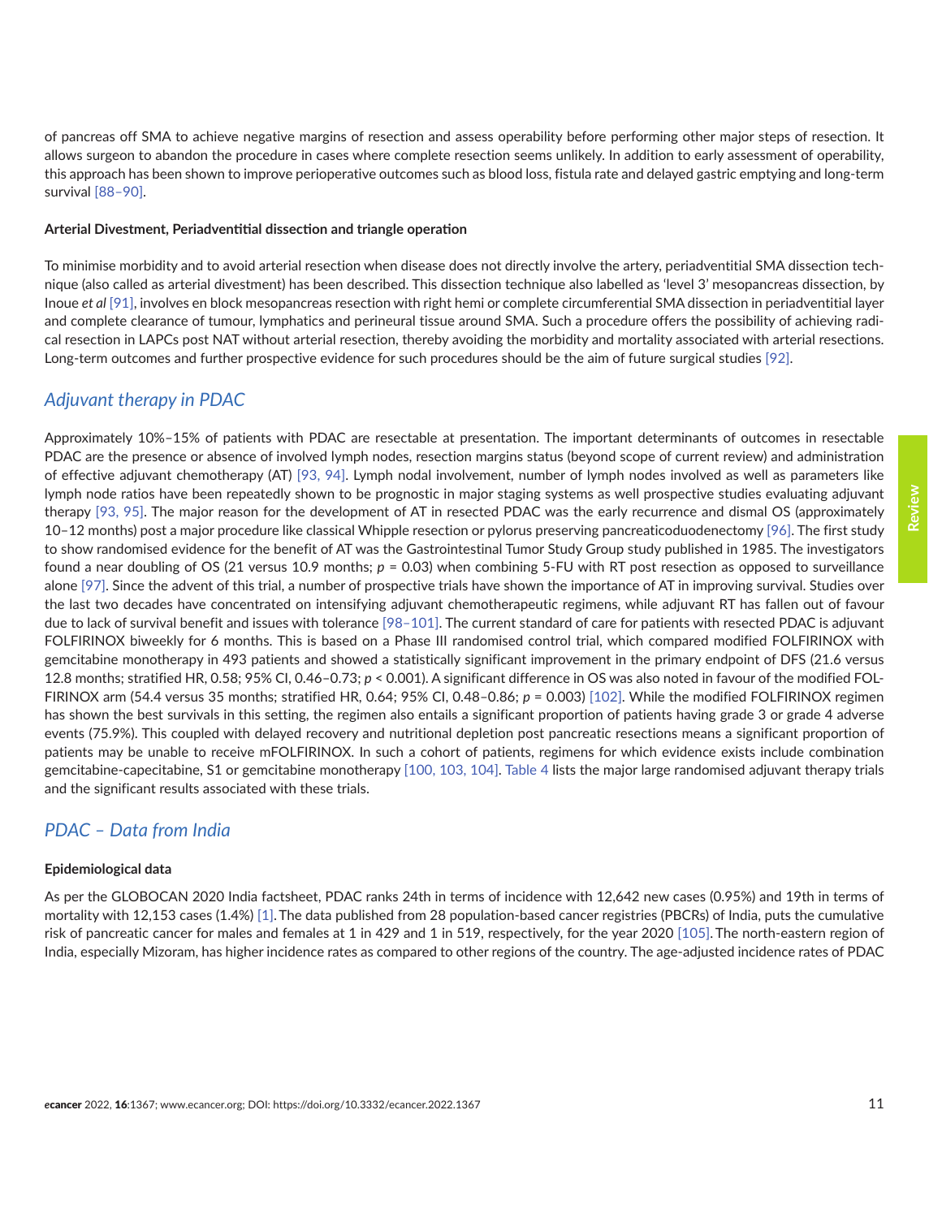of pancreas off SMA to achieve negative margins of resection and assess operability before performing other major steps of resection. It allows surgeon to abandon the procedure in cases where complete resection seems unlikely. In addition to early assessment of operability, this approach has been shown to improve perioperative outcomes such as blood loss, fistula rate and delayed gastric emptying and long-term survival [88–90].

**Arterial Divestment, Periadventitial dissection and triangle operation**

To minimise morbidity and to avoid arterial resection when disease does not directly involve the artery, periadventitial SMA dissection technique (also called as arterial divestment) has been described. This dissection technique also labelled as 'level 3' mesopancreas dissection, by Inoue *et al* [91], involves en block mesopancreas resection with right hemi or complete circumferential SMA dissection in periadventitial layer and complete clearance of tumour, lymphatics and perineural tissue around SMA. Such a procedure offers the possibility of achieving radical resection in LAPCs post NAT without arterial resection, thereby avoiding the morbidity and mortality associated with arterial resections. Long-term outcomes and further prospective evidence for such procedures should be the aim of future surgical studies [92].

## *Adjuvant therapy in PDAC*

Approximately 10%–15% of patients with PDAC are resectable at presentation. The important determinants of outcomes in resectable PDAC are the presence or absence of involved lymph nodes, resection margins status (beyond scope of current review) and administration of effective adjuvant chemotherapy (AT) [93, 94]. Lymph nodal involvement, number of lymph nodes involved as well as parameters like lymph node ratios have been repeatedly shown to be prognostic in major staging systems as well prospective studies evaluating adjuvant therapy [93, 95]. The major reason for the development of AT in resected PDAC was the early recurrence and dismal OS (approximately 10–12 months) post a major procedure like classical Whipple resection or pylorus preserving pancreaticoduodenectomy [96]. The first study to show randomised evidence for the benefit of AT was the Gastrointestinal Tumor Study Group study published in 1985. The investigators found a near doubling of OS (21 versus 10.9 months; $p$ = 0.03) when combining 5-FU with RT post resection as opposed to surveillance alone [97]. Since the advent of this trial, a number of prospective trials have shown the importance of AT in improving survival. Studies over the last two decades have concentrated on intensifying adjuvant chemotherapeutic regimens, while adjuvant RT has fallen out of favour due to lack of survival benefit and issues with tolerance [98–101]. The current standard of care for patients with resected PDAC is adjuvant FOLFIRINOX biweekly for 6 months. This is based on a Phase III randomised control trial, which compared modified FOLFIRINOX with gemcitabine monotherapy in 493 patients and showed a statistically significant improvement in the primary endpoint of DFS (21.6 versus 12.8 months; stratified HR, 0.58; 95% CI, 0.46–0.73; $p$ < 0.001). A significant difference in OS was also noted in favour of the modified FOLFIRINOX arm (54.4 versus 35 months; stratified HR, 0.64; 95% CI, 0.48–0.86; $p$ = 0.003) [102]. While the modified FOLFIRINOX regimen has shown the best survivals in this setting, the regimen also entails a significant proportion of patients having grade 3 or grade 4 adverse events (75.9%). This coupled with delayed recovery and nutritional depletion post pancreatic resections means a significant proportion of patients may be unable to receive mFOLFIRINOX. In such a cohort of patients, regimens for which evidence exists include combination gemcitabine-capecitabine, S1 or gemcitabine monotherapy [100, 103, 104]. Table 4 lists the major large randomised adjuvant therapy trials and the significant results associated with these trials.

## *PDAC – Data from India*

**Epidemiological data**

As per the GLOBOCAN 2020 India factsheet, PDAC ranks 24th in terms of incidence with 12,642 new cases (0.95%) and 19th in terms of mortality with 12,153 cases (1.4%) [1]. The data published from 28 population-based cancer registries (PBCRs) of India, puts the cumulative risk of pancreatic cancer for males and females at 1 in 429 and 1 in 519, respectively, for the year 2020 [105]. The north-eastern region of India, especially Mizoram, has higher incidence rates as compared to other regions of the country. The age-adjusted incidence rates of PDAC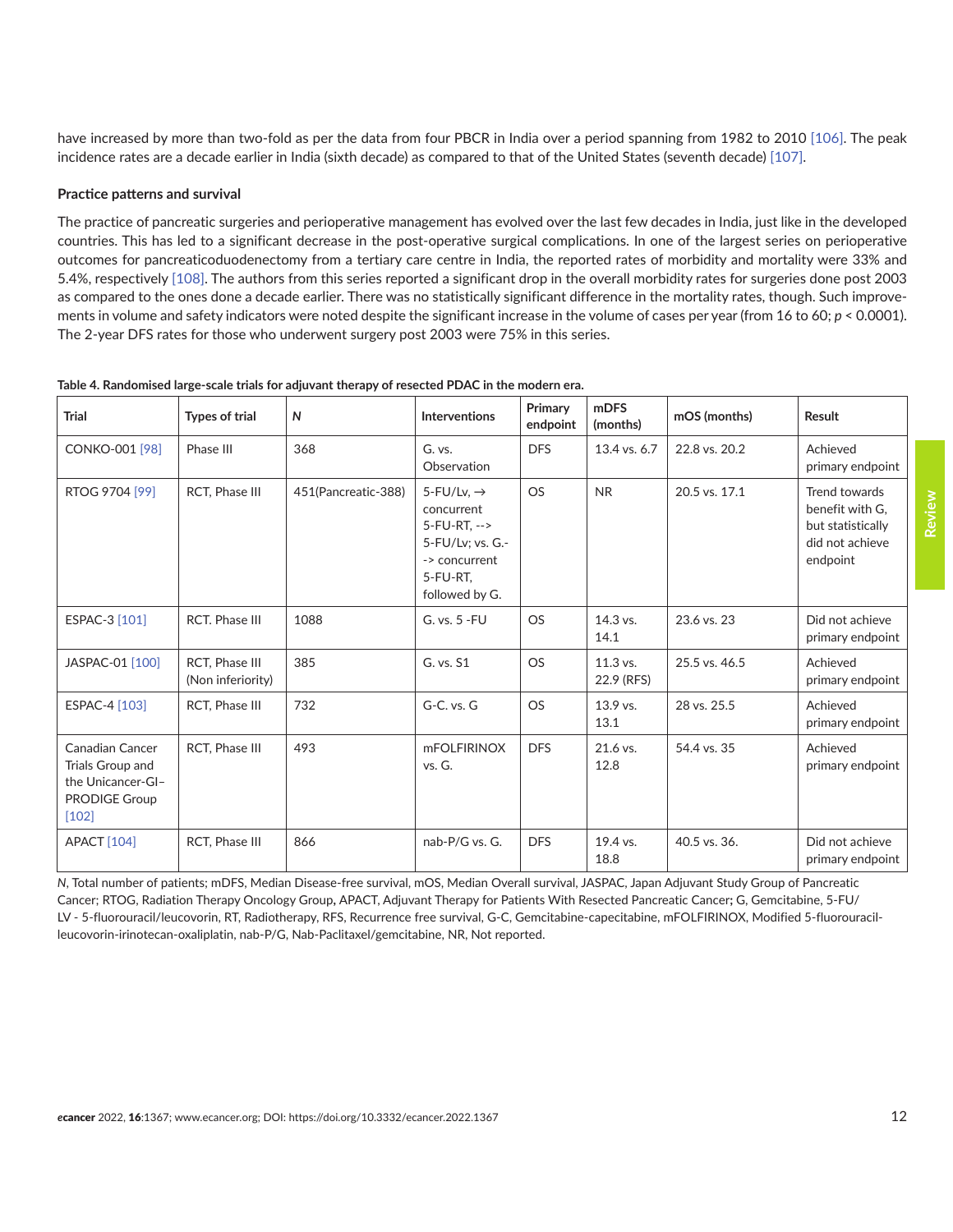have increased by more than two-fold as per the data from four PBCR in India over a period spanning from 1982 to 2010 [106]. The peak incidence rates are a decade earlier in India (sixth decade) as compared to that of the United States (seventh decade) [107].

**Practice patterns and survival**

The practice of pancreatic surgeries and perioperative management has evolved over the last few decades in India, just like in the developed countries. This has led to a significant decrease in the post-operative surgical complications. In one of the largest series on perioperative outcomes for pancreaticoduodenectomy from a tertiary care centre in India, the reported rates of morbidity and mortality were 33% and 5.4%, respectively [108]. The authors from this series reported a significant drop in the overall morbidity rates for surgeries done post 2003 as compared to the ones done a decade earlier. There was no statistically significant difference in the mortality rates, though. Such improvements in volume and safety indicators were noted despite the significant increase in the volume of cases per year (from 16 to 60; $p < 0.0001$). The 2-year DFS rates for those who underwent surgery post 2003 were 75% in this series.

**Table 4. Randomised large-scale trials for adjuvant therapy of resected PDAC in the modern era.**

| Trial | Types of trial | *N* | Interventions | Primary endpoint | mDFS (months) | mOS (months) | Result |
|---|---|---|---|---|---|---|---|
| CONKO-001 [98] | Phase III | 368 | G. vs. Observation | DFS | 13.4 vs. 6.7 | 22.8 vs. 20.2 | Achieved primary endpoint |
| RTOG 9704 [99] | RCT, Phase III | 451(Pancreatic-388) | 5-FU/Lv, → concurrent 5-FU-RT, --> 5-FU/Lv; vs. G.-> concurrent 5-FU-RT, followed by G. | OS | NR | 20.5 vs. 17.1 | Trend towards benefit with G, but statistically did not achieve endpoint |
| ESPAC-3 [101] | RCT. Phase III | 1088 | G. vs. 5 -FU | OS | 14.3 vs. 14.1 | 23.6 vs. 23 | Did not achieve primary endpoint |
| JASPAC-01 [100] | RCT, Phase III (Non inferiority) | 385 | G. vs. S1 | OS | 11.3 vs. 22.9 (RFS) | 25.5 vs. 46.5 | Achieved primary endpoint |
| ESPAC-4 [103] | RCT, Phase III | 732 | G-C. vs. G | OS | 13.9 vs. 13.1 | 28 vs. 25.5 | Achieved primary endpoint |
| Canadian Cancer Trials Group and the Unicancer-GI–PRODIGE Group [102] | RCT, Phase III | 493 | mFOLFIRINOX vs. G. | DFS | 21.6 vs. 12.8 | 54.4 vs. 35 | Achieved primary endpoint |
| APACT [104] | RCT, Phase III | 866 | nab-P/G vs. G. | DFS | 19.4 vs. 18.8 | 40.5 vs. 36. | Did not achieve primary endpoint |

*N*, Total number of patients; mDFS, Median Disease-free survival, mOS, Median Overall survival, JASPAC, Japan Adjuvant Study Group of Pancreatic Cancer; RTOG, Radiation Therapy Oncology Group, APACT, Adjuvant Therapy for Patients With Resected Pancreatic Cancer; G, Gemcitabine, 5-FU/LV - 5-fluorouracil/leucovorin, RT, Radiotherapy, RFS, Recurrence free survival, G-C, Gemcitabine-capecitabine, mFOLFIRINOX, Modified 5-fluorouracil-leucovorin-irinotecan-oxaliplatin, nab-P/G, Nab-Paclitaxel/gemcitabine, NR, Not reported.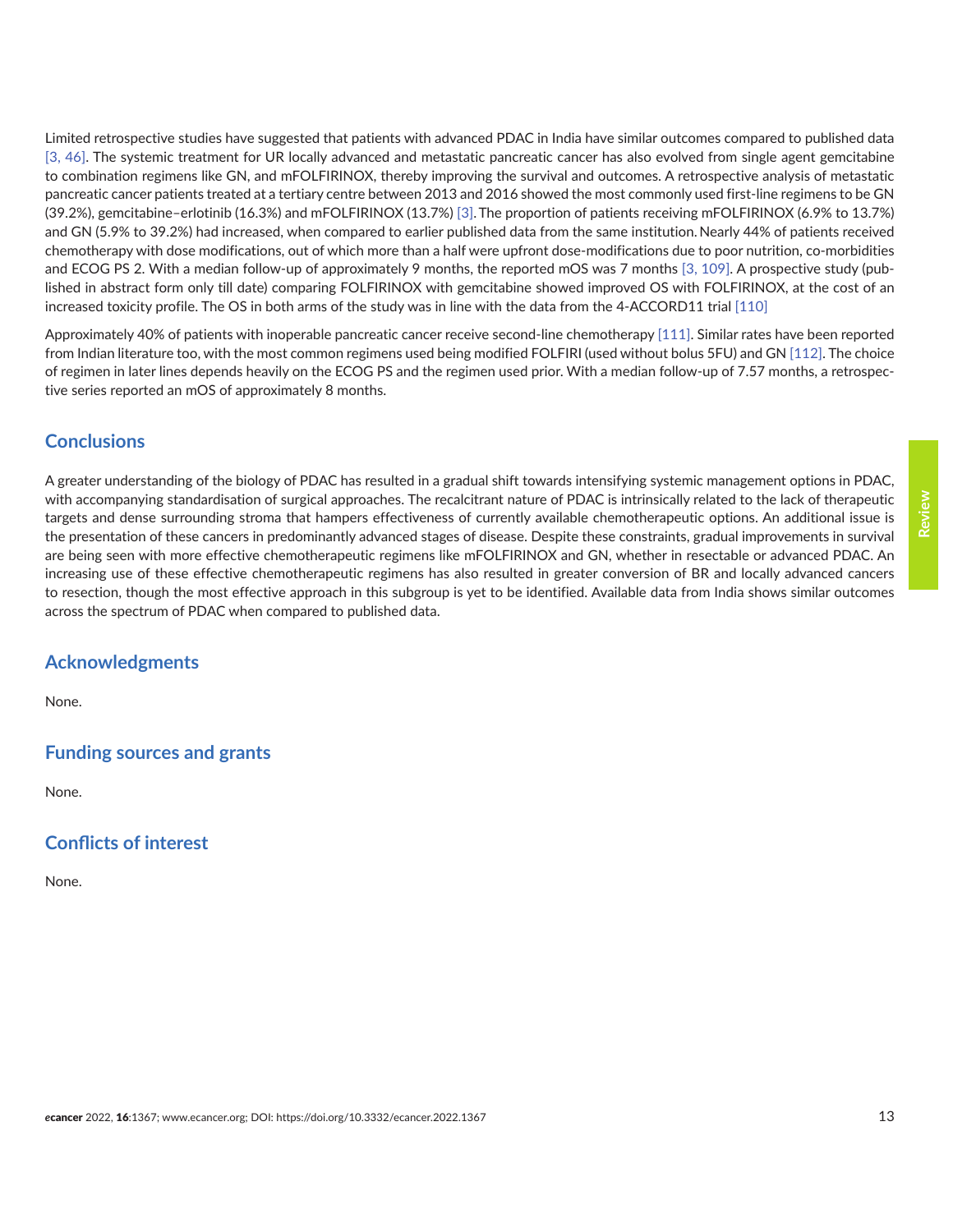Limited retrospective studies have suggested that patients with advanced PDAC in India have similar outcomes compared to published data [3, 46]. The systemic treatment for UR locally advanced and metastatic pancreatic cancer has also evolved from single agent gemcitabine to combination regimens like GN, and mFOLFIRINOX, thereby improving the survival and outcomes. A retrospective analysis of metastatic pancreatic cancer patients treated at a tertiary centre between 2013 and 2016 showed the most commonly used first-line regimens to be GN (39.2%), gemcitabine–erlotinib (16.3%) and mFOLFIRINOX (13.7%) [3]. The proportion of patients receiving mFOLFIRINOX (6.9% to 13.7%) and GN (5.9% to 39.2%) had increased, when compared to earlier published data from the same institution. Nearly 44% of patients received chemotherapy with dose modifications, out of which more than a half were upfront dose-modifications due to poor nutrition, co-morbidities and ECOG PS 2. With a median follow-up of approximately 9 months, the reported mOS was 7 months [3, 109]. A prospective study (published in abstract form only till date) comparing FOLFIRINOX with gemcitabine showed improved OS with FOLFIRINOX, at the cost of an increased toxicity profile. The OS in both arms of the study was in line with the data from the 4-ACCORD11 trial [110]

Approximately 40% of patients with inoperable pancreatic cancer receive second-line chemotherapy [111]. Similar rates have been reported from Indian literature too, with the most common regimens used being modified FOLFIRI (used without bolus 5FU) and GN [112]. The choice of regimen in later lines depends heavily on the ECOG PS and the regimen used prior. With a median follow-up of 7.57 months, a retrospective series reported an mOS of approximately 8 months.

## Conclusions

A greater understanding of the biology of PDAC has resulted in a gradual shift towards intensifying systemic management options in PDAC, with accompanying standardisation of surgical approaches. The recalcitrant nature of PDAC is intrinsically related to the lack of therapeutic targets and dense surrounding stroma that hampers effectiveness of currently available chemotherapeutic options. An additional issue is the presentation of these cancers in predominantly advanced stages of disease. Despite these constraints, gradual improvements in survival are being seen with more effective chemotherapeutic regimens like mFOLFIRINOX and GN, whether in resectable or advanced PDAC. An increasing use of these effective chemotherapeutic regimens has also resulted in greater conversion of BR and locally advanced cancers to resection, though the most effective approach in this subgroup is yet to be identified. Available data from India shows similar outcomes across the spectrum of PDAC when compared to published data.

## Acknowledgments

None.

## Funding sources and grants

None.

## Conflicts of interest

None.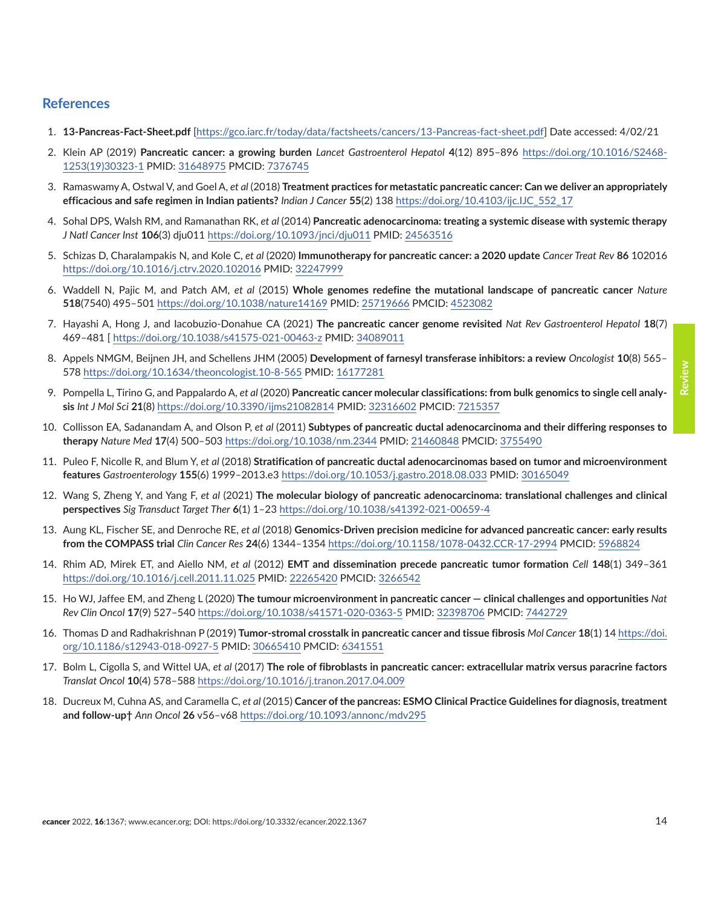## References

1. **13-Pancreas-Fact-Sheet.pdf** [https://gco.iarc.fr/today/data/factsheets/cancers/13-Pancreas-fact-sheet.pdf] Date accessed: 4/02/21
2. Klein AP (2019) **Pancreatic cancer: a growing burden** *Lancet Gastroenterol Hepatol* **4**(12) 895–896 https://doi.org/10.1016/S2468-1253(19)30323-1 PMID: 31648975 PMCID: 7376745
3. Ramaswamy A, Ostwal V, and Goel A, *et al* (2018) **Treatment practices for metastatic pancreatic cancer: Can we deliver an appropriately efficacious and safe regimen in Indian patients?** *Indian J Cancer* **55**(2) 138 https://doi.org/10.4103/ijc.IJC_552_17
4. Sohal DPS, Walsh RM, and Ramanathan RK, *et al* (2014) **Pancreatic adenocarcinoma: treating a systemic disease with systemic therapy** *J Natl Cancer Inst* **106**(3) dju011 https://doi.org/10.1093/jnci/dju011 PMID: 24563516
5. Schizas D, Charalampakis N, and Kole C, *et al* (2020) **Immunotherapy for pancreatic cancer: a 2020 update** *Cancer Treat Rev* **86** 102016 https://doi.org/10.1016/j.ctrv.2020.102016 PMID: 32247999
6. Waddell N, Pajic M, and Patch AM, *et al* (2015) **Whole genomes redefine the mutational landscape of pancreatic cancer** *Nature* **518**(7540) 495–501 https://doi.org/10.1038/nature14169 PMID: 25719666 PMCID: 4523082
7. Hayashi A, Hong J, and Iacobuzio-Donahue CA (2021) **The pancreatic cancer genome revisited** *Nat Rev Gastroenterol Hepatol* **18**(7) 469–481 [ https://doi.org/10.1038/s41575-021-00463-z PMID: 34089011
8. Appels NMGM, Beijnen JH, and Schellens JHM (2005) **Development of farnesyl transferase inhibitors: a review** *Oncologist* **10**(8) 565–578 https://doi.org/10.1634/theoncologist.10-8-565 PMID: 16177281
9. Pompella L, Tirino G, and Pappalardo A, *et al* (2020) **Pancreatic cancer molecular classifications: from bulk genomics to single cell analysis** *Int J Mol Sci* **21**(8) https://doi.org/10.3390/ijms21082814 PMID: 32316602 PMCID: 7215357
10. Collisson EA, Sadanandam A, and Olson P, *et al* (2011) **Subtypes of pancreatic ductal adenocarcinoma and their differing responses to therapy** *Nature Med* **17**(4) 500–503 https://doi.org/10.1038/nm.2344 PMID: 21460848 PMCID: 3755490
11. Puleo F, Nicolle R, and Blum Y, *et al* (2018) **Stratification of pancreatic ductal adenocarcinomas based on tumor and microenvironment features** *Gastroenterology* **155**(6) 1999–2013.e3 https://doi.org/10.1053/j.gastro.2018.08.033 PMID: 30165049
12. Wang S, Zheng Y, and Yang F, *et al* (2021) **The molecular biology of pancreatic adenocarcinoma: translational challenges and clinical perspectives** *Sig Transduct Target Ther* **6**(1) 1–23 https://doi.org/10.1038/s41392-021-00659-4
13. Aung KL, Fischer SE, and Denroche RE, *et al* (2018) **Genomics-Driven precision medicine for advanced pancreatic cancer: early results from the COMPASS trial** *Clin Cancer Res* **24**(6) 1344–1354 https://doi.org/10.1158/1078-0432.CCR-17-2994 PMCID: 5968824
14. Rhim AD, Mirek ET, and Aiello NM, *et al* (2012) **EMT and dissemination precede pancreatic tumor formation** *Cell* **148**(1) 349–361 https://doi.org/10.1016/j.cell.2011.11.025 PMID: 22265420 PMCID: 3266542
15. Ho WJ, Jaffee EM, and Zheng L (2020) **The tumour microenvironment in pancreatic cancer — clinical challenges and opportunities** *Nat Rev Clin Oncol* **17**(9) 527–540 https://doi.org/10.1038/s41571-020-0363-5 PMID: 32398706 PMCID: 7442729
16. Thomas D and Radhakrishnan P (2019) **Tumor-stromal crosstalk in pancreatic cancer and tissue fibrosis** *Mol Cancer* **18**(1) 14 https://doi.org/10.1186/s12943-018-0927-5 PMID: 30665410 PMCID: 6341551
17. Bolm L, Cigolla S, and Wittel UA, *et al* (2017) **The role of fibroblasts in pancreatic cancer: extracellular matrix versus paracrine factors** *Translat Oncol* **10**(4) 578–588 https://doi.org/10.1016/j.tranon.2017.04.009
18. Ducreux M, Cuhna AS, and Caramella C, *et al* (2015) **Cancer of the pancreas: ESMO Clinical Practice Guidelines for diagnosis, treatment and follow-up†** *Ann Oncol* **26** v56–v68 https://doi.org/10.1093/annonc/mdv295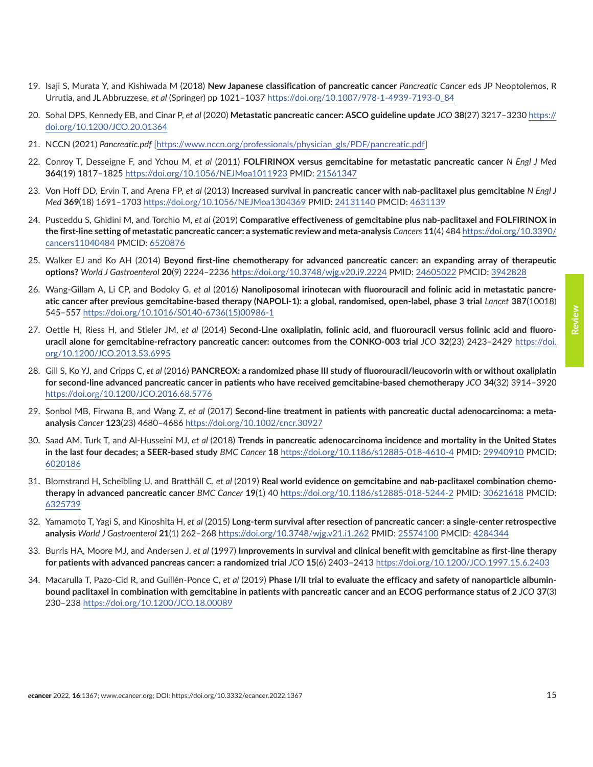19. Isaji S, Murata Y, and Kishiwada M (2018) **New Japanese classification of pancreatic cancer** *Pancreatic Cancer* eds JP Neoptolemos, R Urrutia, and JL Abbruzzese, *et al* (Springer) pp 1021–1037 https://doi.org/10.1007/978-1-4939-7193-0_84

20. Sohal DPS, Kennedy EB, and Cinar P, *et al* (2020) **Metastatic pancreatic cancer: ASCO guideline update** *JCO* **38**(27) 3217–3230 https://doi.org/10.1200/JCO.20.01364

21. NCCN (2021) *Pancreatic.pdf* [https://www.nccn.org/professionals/physician_gls/PDF/pancreatic.pdf]

22. Conroy T, Desseigne F, and Ychou M, *et al* (2011) **FOLFIRINOX versus gemcitabine for metastatic pancreatic cancer** *N Engl J Med* **364**(19) 1817–1825 https://doi.org/10.1056/NEJMoa1011923 PMID: 21561347

23. Von Hoff DD, Ervin T, and Arena FP, *et al* (2013) **Increased survival in pancreatic cancer with nab-paclitaxel plus gemcitabine** *N Engl J Med* **369**(18) 1691–1703 https://doi.org/10.1056/NEJMoa1304369 PMID: 24131140 PMCID: 4631139

24. Pusceddu S, Ghidini M, and Torchio M, *et al* (2019) **Comparative effectiveness of gemcitabine plus nab-paclitaxel and FOLFIRINOX in the first-line setting of metastatic pancreatic cancer: a systematic review and meta-analysis** *Cancers* **11**(4) 484 https://doi.org/10.3390/cancers11040484 PMCID: 6520876

25. Walker EJ and Ko AH (2014) **Beyond first-line chemotherapy for advanced pancreatic cancer: an expanding array of therapeutic options?** *World J Gastroenterol* **20**(9) 2224–2236 https://doi.org/10.3748/wjg.v20.i9.2224 PMID: 24605022 PMCID: 3942828

26. Wang-Gillam A, Li CP, and Bodoky G, *et al* (2016) **Nanoliposomal irinotecan with fluorouracil and folinic acid in metastatic pancreatic cancer after previous gemcitabine-based therapy (NAPOLI-1): a global, randomised, open-label, phase 3 trial** *Lancet* **387**(10018) 545–557 https://doi.org/10.1016/S0140-6736(15)00986-1

27. Oettle H, Riess H, and Stieler JM, *et al* (2014) **Second-Line oxaliplatin, folinic acid, and fluorouracil versus folinic acid and fluorouracil alone for gemcitabine-refractory pancreatic cancer: outcomes from the CONKO-003 trial** *JCO* **32**(23) 2423–2429 https://doi.org/10.1200/JCO.2013.53.6995

28. Gill S, Ko YJ, and Cripps C, *et al* (2016) **PANCREOX: a randomized phase III study of fluorouracil/leucovorin with or without oxaliplatin for second-line advanced pancreatic cancer in patients who have received gemcitabine-based chemotherapy** *JCO* **34**(32) 3914–3920 https://doi.org/10.1200/JCO.2016.68.5776

29. Sonbol MB, Firwana B, and Wang Z, *et al* (2017) **Second-line treatment in patients with pancreatic ductal adenocarcinoma: a meta-analysis** *Cancer* **123**(23) 4680–4686 https://doi.org/10.1002/cncr.30927

30. Saad AM, Turk T, and Al-Husseini MJ, *et al* (2018) **Trends in pancreatic adenocarcinoma incidence and mortality in the United States in the last four decades; a SEER-based study** *BMC Cancer* **18** https://doi.org/10.1186/s12885-018-4610-4 PMID: 29940910 PMCID: 6020186

31. Blomstrand H, Scheibling U, and Bratthäll C, *et al* (2019) **Real world evidence on gemcitabine and nab-paclitaxel combination chemotherapy in advanced pancreatic cancer** *BMC Cancer* **19**(1) 40 https://doi.org/10.1186/s12885-018-5244-2 PMID: 30621618 PMCID: 6325739

32. Yamamoto T, Yagi S, and Kinoshita H, *et al* (2015) **Long-term survival after resection of pancreatic cancer: a single-center retrospective analysis** *World J Gastroenterol* **21**(1) 262–268 https://doi.org/10.3748/wjg.v21.i1.262 PMID: 25574100 PMCID: 4284344

33. Burris HA, Moore MJ, and Andersen J, *et al* (1997) **Improvements in survival and clinical benefit with gemcitabine as first-line therapy for patients with advanced pancreas cancer: a randomized trial** *JCO* **15**(6) 2403–2413 https://doi.org/10.1200/JCO.1997.15.6.2403

34. Macarulla T, Pazo-Cid R, and Guillén-Ponce C, *et al* (2019) **Phase I/II trial to evaluate the efficacy and safety of nanoparticle albumin-bound paclitaxel in combination with gemcitabine in patients with pancreatic cancer and an ECOG performance status of 2** *JCO* **37**(3) 230–238 https://doi.org/10.1200/JCO.18.00089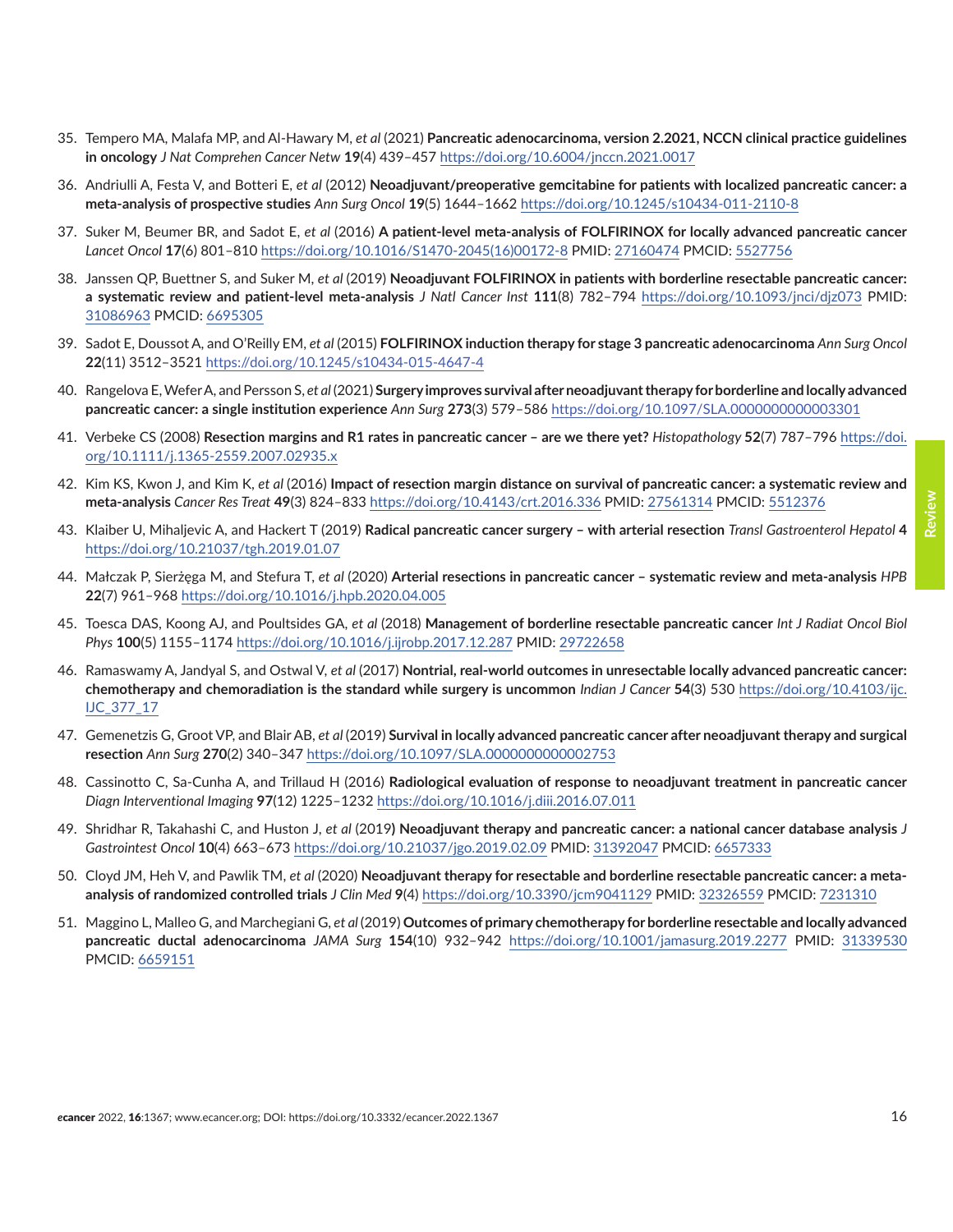35. Tempero MA, Malafa MP, and Al-Hawary M, *et al* (2021) **Pancreatic adenocarcinoma, version 2.2021, NCCN clinical practice guidelines in oncology** *J Nat Comprehen Cancer Netw* **19**(4) 439–457 https://doi.org/10.6004/jnccn.2021.0017

36. Andriulli A, Festa V, and Botteri E, *et al* (2012) **Neoadjuvant/preoperative gemcitabine for patients with localized pancreatic cancer: a meta-analysis of prospective studies** *Ann Surg Oncol* **19**(5) 1644–1662 https://doi.org/10.1245/s10434-011-2110-8

37. Suker M, Beumer BR, and Sadot E, *et al* (2016) **A patient-level meta-analysis of FOLFIRINOX for locally advanced pancreatic cancer** *Lancet Oncol* **17**(6) 801–810 https://doi.org/10.1016/S1470-2045(16)00172-8 PMID: 27160474 PMCID: 5527756

38. Janssen QP, Buettner S, and Suker M, *et al* (2019) **Neoadjuvant FOLFIRINOX in patients with borderline resectable pancreatic cancer: a systematic review and patient-level meta-analysis** *J Natl Cancer Inst* **111**(8) 782–794 https://doi.org/10.1093/jnci/djz073 PMID: 31086963 PMCID: 6695305

39. Sadot E, Doussot A, and O'Reilly EM, *et al* (2015) **FOLFIRINOX induction therapy for stage 3 pancreatic adenocarcinoma** *Ann Surg Oncol* **22**(11) 3512–3521 https://doi.org/10.1245/s10434-015-4647-4

40. Rangelova E, Wefer A, and Persson S, *et al* (2021) **Surgery improves survival after neoadjuvant therapy for borderline and locally advanced pancreatic cancer: a single institution experience** *Ann Surg* **273**(3) 579–586 https://doi.org/10.1097/SLA.0000000000003301

41. Verbeke CS (2008) **Resection margins and R1 rates in pancreatic cancer – are we there yet?** *Histopathology* **52**(7) 787–796 https://doi.org/10.1111/j.1365-2559.2007.02935.x

42. Kim KS, Kwon J, and Kim K, *et al* (2016) **Impact of resection margin distance on survival of pancreatic cancer: a systematic review and meta-analysis** *Cancer Res Treat* **49**(3) 824–833 https://doi.org/10.4143/crt.2016.336 PMID: 27561314 PMCID: 5512376

43. Klaiber U, Mihaljevic A, and Hackert T (2019) **Radical pancreatic cancer surgery – with arterial resection** *Transl Gastroenterol Hepatol* **4** https://doi.org/10.21037/tgh.2019.01.07

44. Małczak P, Sierżęga M, and Stefura T, *et al* (2020) **Arterial resections in pancreatic cancer – systematic review and meta-analysis** *HPB* **22**(7) 961–968 https://doi.org/10.1016/j.hpb.2020.04.005

45. Toesca DAS, Koong AJ, and Poultsides GA, *et al* (2018) **Management of borderline resectable pancreatic cancer** *Int J Radiat Oncol Biol Phys* **100**(5) 1155–1174 https://doi.org/10.1016/j.ijrobp.2017.12.287 PMID: 29722658

46. Ramaswamy A, Jandyal S, and Ostwal V, *et al* (2017) **Nontrial, real-world outcomes in unresectable locally advanced pancreatic cancer: chemotherapy and chemoradiation is the standard while surgery is uncommon** *Indian J Cancer* **54**(3) 530 https://doi.org/10.4103/ijc.IJC_377_17

47. Gemenetzis G, Groot VP, and Blair AB, *et al* (2019) **Survival in locally advanced pancreatic cancer after neoadjuvant therapy and surgical resection** *Ann Surg* **270**(2) 340–347 https://doi.org/10.1097/SLA.0000000000002753

48. Cassinotto C, Sa-Cunha A, and Trillaud H (2016) **Radiological evaluation of response to neoadjuvant treatment in pancreatic cancer** *Diagn Interventional Imaging* **97**(12) 1225–1232 https://doi.org/10.1016/j.diii.2016.07.011

49. Shridhar R, Takahashi C, and Huston J, *et al* (2019**) Neoadjuvant therapy and pancreatic cancer: a national cancer database analysis** *J Gastrointest Oncol* **10**(4) 663–673 https://doi.org/10.21037/jgo.2019.02.09 PMID: 31392047 PMCID: 6657333

50. Cloyd JM, Heh V, and Pawlik TM, *et al* (2020) **Neoadjuvant therapy for resectable and borderline resectable pancreatic cancer: a meta-analysis of randomized controlled trials** *J Clin Med* **9**(4) https://doi.org/10.3390/jcm9041129 PMID: 32326559 PMCID: 7231310

51. Maggino L, Malleo G, and Marchegiani G, *et al* (2019) **Outcomes of primary chemotherapy for borderline resectable and locally advanced pancreatic ductal adenocarcinoma** *JAMA Surg* **154**(10) 932–942 https://doi.org/10.1001/jamasurg.2019.2277 PMID: 31339530 PMCID: 6659151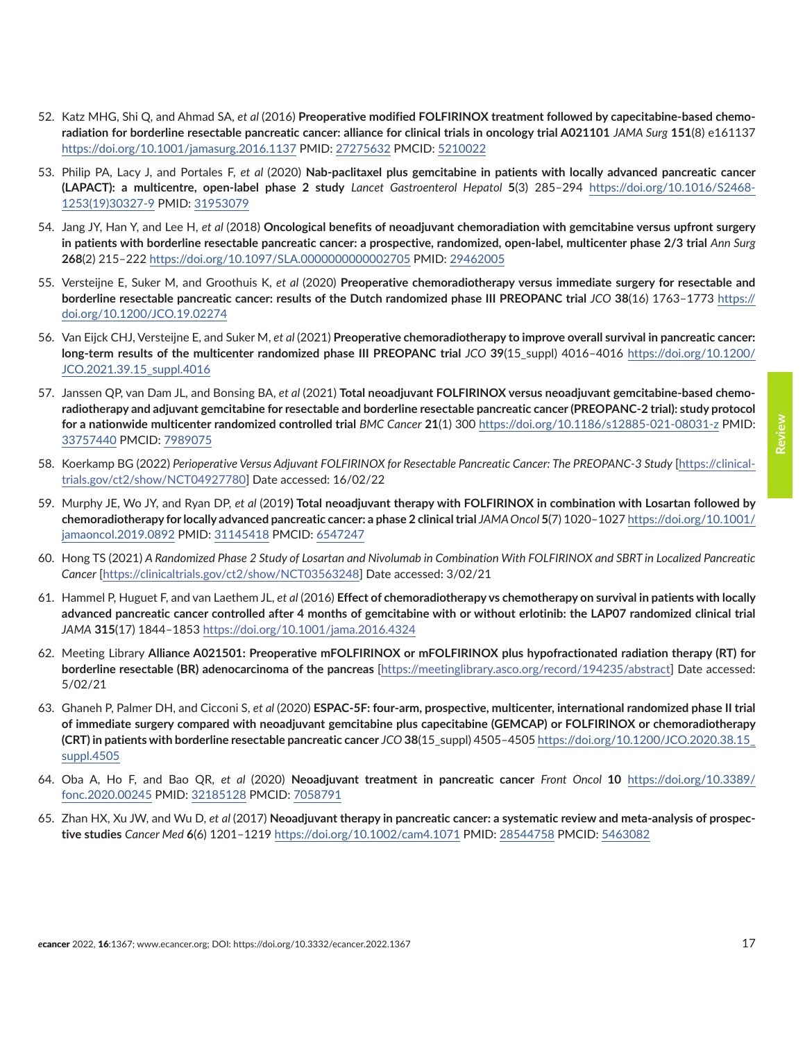52. Katz MHG, Shi Q, and Ahmad SA, *et al* (2016) **Preoperative modified FOLFIRINOX treatment followed by capecitabine-based chemoradiation for borderline resectable pancreatic cancer: alliance for clinical trials in oncology trial A021101** *JAMA Surg* **151**(8) e161137 https://doi.org/10.1001/jamasurg.2016.1137 PMID: 27275632 PMCID: 5210022

53. Philip PA, Lacy J, and Portales F, *et al* (2020) **Nab-paclitaxel plus gemcitabine in patients with locally advanced pancreatic cancer (LAPACT): a multicentre, open-label phase 2 study** *Lancet Gastroenterol Hepatol* **5**(3) 285–294 https://doi.org/10.1016/S2468-1253(19)30327-9 PMID: 31953079

54. Jang JY, Han Y, and Lee H, *et al* (2018) **Oncological benefits of neoadjuvant chemoradiation with gemcitabine versus upfront surgery in patients with borderline resectable pancreatic cancer: a prospective, randomized, open-label, multicenter phase 2/3 trial** *Ann Surg* **268**(2) 215–222 https://doi.org/10.1097/SLA.0000000000002705 PMID: 29462005

55. Versteijne E, Suker M, and Groothuis K, *et al* (2020) **Preoperative chemoradiotherapy versus immediate surgery for resectable and borderline resectable pancreatic cancer: results of the Dutch randomized phase III PREOPANC trial** *JCO* **38**(16) 1763–1773 https://doi.org/10.1200/JCO.19.02274

56. Van Eijck CHJ, Versteijne E, and Suker M, *et al* (2021) **Preoperative chemoradiotherapy to improve overall survival in pancreatic cancer: long-term results of the multicenter randomized phase III PREOPANC trial** *JCO* **39**(15_suppl) 4016–4016 https://doi.org/10.1200/JCO.2021.39.15_suppl.4016

57. Janssen QP, van Dam JL, and Bonsing BA, *et al* (2021) **Total neoadjuvant FOLFIRINOX versus neoadjuvant gemcitabine-based chemoradiotherapy and adjuvant gemcitabine for resectable and borderline resectable pancreatic cancer (PREOPANC-2 trial): study protocol for a nationwide multicenter randomized controlled trial** *BMC Cancer* **21**(1) 300 https://doi.org/10.1186/s12885-021-08031-z PMID: 33757440 PMCID: 7989075

58. Koerkamp BG (2022) *Perioperative Versus Adjuvant FOLFIRINOX for Resectable Pancreatic Cancer: The PREOPANC-3 Study* [https://clinicaltrials.gov/ct2/show/NCT04927780] Date accessed: 16/02/22

59. Murphy JE, Wo JY, and Ryan DP, *et al* (2019) **Total neoadjuvant therapy with FOLFIRINOX in combination with Losartan followed by chemoradiotherapy for locally advanced pancreatic cancer: a phase 2 clinical trial** *JAMA Oncol* **5**(7) 1020–1027 https://doi.org/10.1001/jamaoncol.2019.0892 PMID: 31145418 PMCID: 6547247

60. Hong TS (2021) *A Randomized Phase 2 Study of Losartan and Nivolumab in Combination With FOLFIRINOX and SBRT in Localized Pancreatic Cancer* [https://clinicaltrials.gov/ct2/show/NCT03563248] Date accessed: 3/02/21

61. Hammel P, Huguet F, and van Laethem JL, *et al* (2016) **Effect of chemoradiotherapy vs chemotherapy on survival in patients with locally advanced pancreatic cancer controlled after 4 months of gemcitabine with or without erlotinib: the LAP07 randomized clinical trial** *JAMA* **315**(17) 1844–1853 https://doi.org/10.1001/jama.2016.4324

62. Meeting Library **Alliance A021501: Preoperative mFOLFIRINOX or mFOLFIRINOX plus hypofractionated radiation therapy (RT) for borderline resectable (BR) adenocarcinoma of the pancreas** [https://meetinglibrary.asco.org/record/194235/abstract] Date accessed: 5/02/21

63. Ghaneh P, Palmer DH, and Cicconi S, *et al* (2020) **ESPAC-5F: four-arm, prospective, multicenter, international randomized phase II trial of immediate surgery compared with neoadjuvant gemcitabine plus capecitabine (GEMCAP) or FOLFIRINOX or chemoradiotherapy (CRT) in patients with borderline resectable pancreatic cancer** *JCO* **38**(15_suppl) 4505–4505 https://doi.org/10.1200/JCO.2020.38.15_suppl.4505

64. Oba A, Ho F, and Bao QR, *et al* (2020) **Neoadjuvant treatment in pancreatic cancer** *Front Oncol* **10** https://doi.org/10.3389/fonc.2020.00245 PMID: 32185128 PMCID: 7058791

65. Zhan HX, Xu JW, and Wu D, *et al* (2017) **Neoadjuvant therapy in pancreatic cancer: a systematic review and meta-analysis of prospective studies** *Cancer Med* **6**(6) 1201–1219 https://doi.org/10.1002/cam4.1071 PMID: 28544758 PMCID: 5463082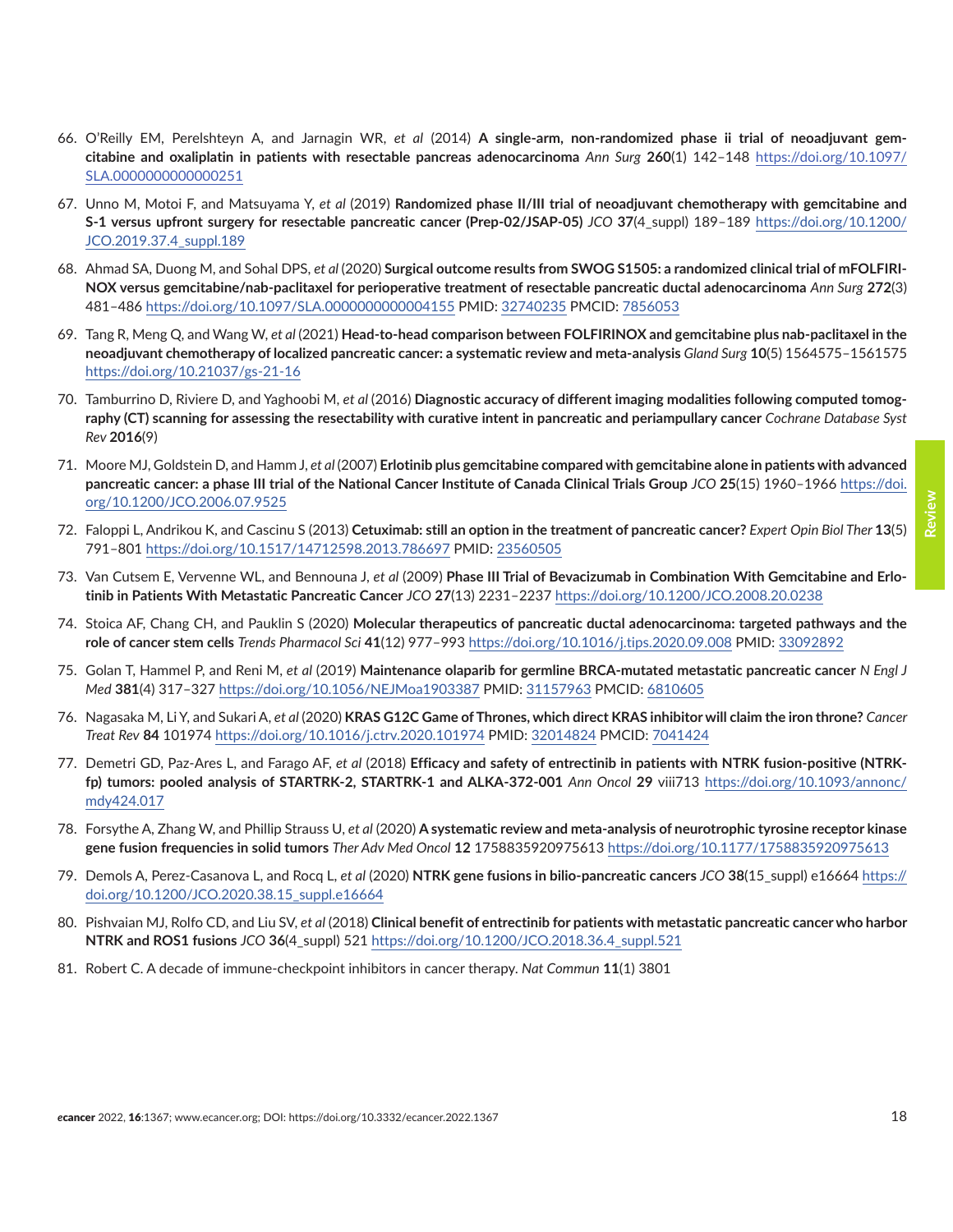66. O'Reilly EM, Perelshteyn A, and Jarnagin WR, *et al* (2014) **A single-arm, non-randomized phase ii trial of neoadjuvant gemcitabine and oxaliplatin in patients with resectable pancreas adenocarcinoma** *Ann Surg* **260**(1) 142–148 https://doi.org/10.1097/SLA.0000000000000251

67. Unno M, Motoi F, and Matsuyama Y, *et al* (2019) **Randomized phase II/III trial of neoadjuvant chemotherapy with gemcitabine and S-1 versus upfront surgery for resectable pancreatic cancer (Prep-02/JSAP-05)** *JCO* **37**(4_suppl) 189–189 https://doi.org/10.1200/JCO.2019.37.4_suppl.189

68. Ahmad SA, Duong M, and Sohal DPS, *et al* (2020) **Surgical outcome results from SWOG S1505: a randomized clinical trial of mFOLFIRINOX versus gemcitabine/nab-paclitaxel for perioperative treatment of resectable pancreatic ductal adenocarcinoma** *Ann Surg* **272**(3) 481–486 https://doi.org/10.1097/SLA.0000000000004155 PMID: 32740235 PMCID: 7856053

69. Tang R, Meng Q, and Wang W, *et al* (2021) **Head-to-head comparison between FOLFIRINOX and gemcitabine plus nab-paclitaxel in the neoadjuvant chemotherapy of localized pancreatic cancer: a systematic review and meta-analysis** *Gland Surg* **10**(5) 1564575–1561575 https://doi.org/10.21037/gs-21-16

70. Tamburrino D, Riviere D, and Yaghoobi M, *et al* (2016) **Diagnostic accuracy of different imaging modalities following computed tomography (CT) scanning for assessing the resectability with curative intent in pancreatic and periampullary cancer** *Cochrane Database Syst Rev* **2016**(9)

71. Moore MJ, Goldstein D, and Hamm J, *et al* (2007) **Erlotinib plus gemcitabine compared with gemcitabine alone in patients with advanced pancreatic cancer: a phase III trial of the National Cancer Institute of Canada Clinical Trials Group** *JCO* **25**(15) 1960–1966 https://doi.org/10.1200/JCO.2006.07.9525

72. Faloppi L, Andrikou K, and Cascinu S (2013) **Cetuximab: still an option in the treatment of pancreatic cancer?** *Expert Opin Biol Ther* **13**(5) 791–801 https://doi.org/10.1517/14712598.2013.786697 PMID: 23560505

73. Van Cutsem E, Vervenne WL, and Bennouna J, *et al* (2009) **Phase III Trial of Bevacizumab in Combination With Gemcitabine and Erlotinib in Patients With Metastatic Pancreatic Cancer** *JCO* **27**(13) 2231–2237 https://doi.org/10.1200/JCO.2008.20.0238

74. Stoica AF, Chang CH, and Pauklin S (2020) **Molecular therapeutics of pancreatic ductal adenocarcinoma: targeted pathways and the role of cancer stem cells** *Trends Pharmacol Sci* **41**(12) 977–993 https://doi.org/10.1016/j.tips.2020.09.008 PMID: 33092892

75. Golan T, Hammel P, and Reni M, *et al* (2019) **Maintenance olaparib for germline BRCA-mutated metastatic pancreatic cancer** *N Engl J Med* **381**(4) 317–327 https://doi.org/10.1056/NEJMoa1903387 PMID: 31157963 PMCID: 6810605

76. Nagasaka M, Li Y, and Sukari A, *et al* (2020) **KRAS G12C Game of Thrones, which direct KRAS inhibitor will claim the iron throne?** *Cancer Treat Rev* **84** 101974 https://doi.org/10.1016/j.ctrv.2020.101974 PMID: 32014824 PMCID: 7041424

77. Demetri GD, Paz-Ares L, and Farago AF, *et al* (2018) **Efficacy and safety of entrectinib in patients with NTRK fusion-positive (NTRK-fp) tumors: pooled analysis of STARTRK-2, STARTRK-1 and ALKA-372-001** *Ann Oncol* **29** viii713 https://doi.org/10.1093/annonc/mdy424.017

78. Forsythe A, Zhang W, and Phillip Strauss U, *et al* (2020) **A systematic review and meta-analysis of neurotrophic tyrosine receptor kinase gene fusion frequencies in solid tumors** *Ther Adv Med Oncol* **12** 1758835920975613 https://doi.org/10.1177/1758835920975613

79. Demols A, Perez-Casanova L, and Rocq L, *et al* (2020) **NTRK gene fusions in bilio-pancreatic cancers** *JCO* **38**(15_suppl) e16664 https://doi.org/10.1200/JCO.2020.38.15_suppl.e16664

80. Pishvaian MJ, Rolfo CD, and Liu SV, *et al* (2018) **Clinical benefit of entrectinib for patients with metastatic pancreatic cancer who harbor NTRK and ROS1 fusions** *JCO* **36**(4_suppl) 521 https://doi.org/10.1200/JCO.2018.36.4_suppl.521

81. Robert C. A decade of immune-checkpoint inhibitors in cancer therapy. *Nat Commun* **11**(1) 3801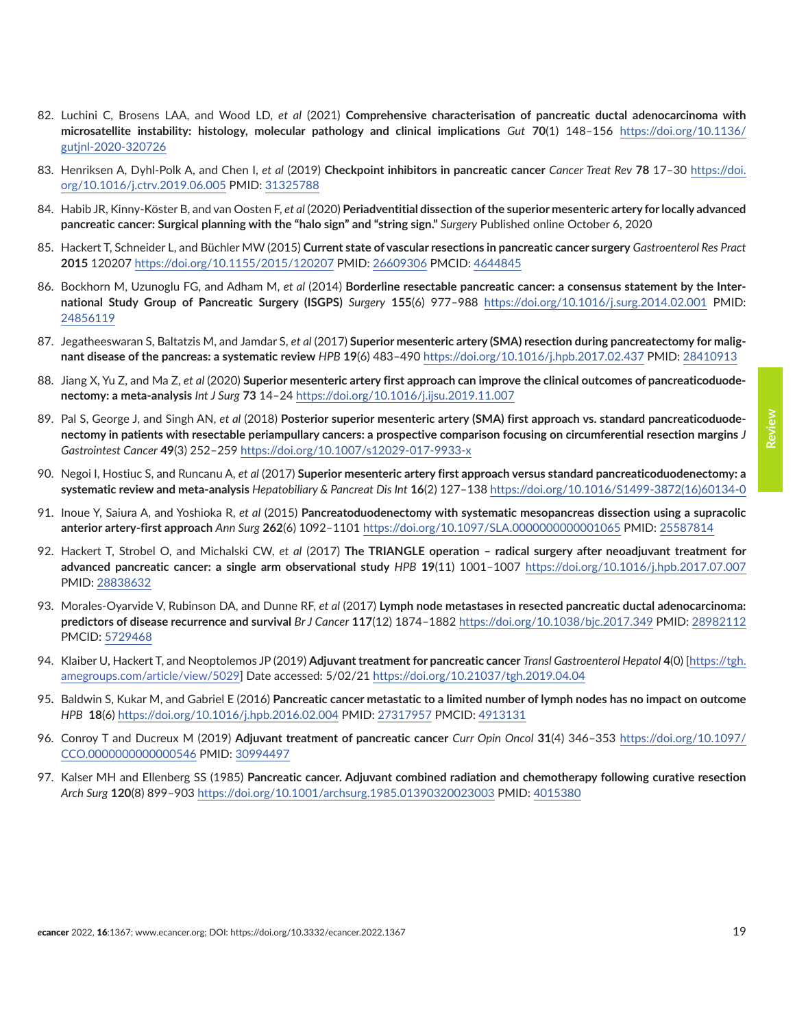82. Luchini C, Brosens LAA, and Wood LD, *et al* (2021) **Comprehensive characterisation of pancreatic ductal adenocarcinoma with microsatellite instability: histology, molecular pathology and clinical implications** *Gut* **70**(1) 148–156 https://doi.org/10.1136/gutjnl-2020-320726

83. Henriksen A, Dyhl-Polk A, and Chen I, *et al* (2019) **Checkpoint inhibitors in pancreatic cancer** *Cancer Treat Rev* **78** 17–30 https://doi.org/10.1016/j.ctrv.2019.06.005 PMID: 31325788

84. Habib JR, Kinny-Köster B, and van Oosten F, *et al* (2020) **Periadventitial dissection of the superior mesenteric artery for locally advanced pancreatic cancer: Surgical planning with the "halo sign" and "string sign."** *Surgery* Published online October 6, 2020

85. Hackert T, Schneider L, and Büchler MW (2015) **Current state of vascular resections in pancreatic cancer surgery** *Gastroenterol Res Pract* **2015** 120207 https://doi.org/10.1155/2015/120207 PMID: 26609306 PMCID: 4644845

86. Bockhorn M, Uzunoglu FG, and Adham M, *et al* (2014) **Borderline resectable pancreatic cancer: a consensus statement by the International Study Group of Pancreatic Surgery (ISGPS)** *Surgery* **155**(6) 977–988 https://doi.org/10.1016/j.surg.2014.02.001 PMID: 24856119

87. Jegatheeswaran S, Baltatzis M, and Jamdar S, *et al* (2017) **Superior mesenteric artery (SMA) resection during pancreatectomy for malignant disease of the pancreas: a systematic review** *HPB* **19**(6) 483–490 https://doi.org/10.1016/j.hpb.2017.02.437 PMID: 28410913

88. Jiang X, Yu Z, and Ma Z, *et al* (2020) **Superior mesenteric artery first approach can improve the clinical outcomes of pancreaticoduodenectomy: a meta-analysis** *Int J Surg* **73** 14–24 https://doi.org/10.1016/j.ijsu.2019.11.007

89. Pal S, George J, and Singh AN, *et al* (2018) **Posterior superior mesenteric artery (SMA) first approach vs. standard pancreaticoduodenectomy in patients with resectable periampullary cancers: a prospective comparison focusing on circumferential resection margins** *J Gastrointest Cancer* **49**(3) 252–259 https://doi.org/10.1007/s12029-017-9933-x

90. Negoi I, Hostiuc S, and Runcanu A, *et al* (2017) **Superior mesenteric artery first approach versus standard pancreaticoduodenectomy: a systematic review and meta-analysis** *Hepatobiliary & Pancreat Dis Int* **16**(2) 127–138 https://doi.org/10.1016/S1499-3872(16)60134-0

91. Inoue Y, Saiura A, and Yoshioka R, *et al* (2015) **Pancreatoduodenectomy with systematic mesopancreas dissection using a supracolic anterior artery-first approach** *Ann Surg* **262**(6) 1092–1101 https://doi.org/10.1097/SLA.0000000000001065 PMID: 25587814

92. Hackert T, Strobel O, and Michalski CW, *et al* (2017) **The TRIANGLE operation – radical surgery after neoadjuvant treatment for advanced pancreatic cancer: a single arm observational study** *HPB* **19**(11) 1001–1007 https://doi.org/10.1016/j.hpb.2017.07.007 PMID: 28838632

93. Morales-Oyarvide V, Rubinson DA, and Dunne RF, *et al* (2017) **Lymph node metastases in resected pancreatic ductal adenocarcinoma: predictors of disease recurrence and survival** *Br J Cancer* **117**(12) 1874–1882 https://doi.org/10.1038/bjc.2017.349 PMID: 28982112 PMCID: 5729468

94. Klaiber U, Hackert T, and Neoptolemos JP (2019) **Adjuvant treatment for pancreatic cancer** *Transl Gastroenterol Hepatol* **4**(0) [https://tgh.amegroups.com/article/view/5029] Date accessed: 5/02/21 https://doi.org/10.21037/tgh.2019.04.04

95. Baldwin S, Kukar M, and Gabriel E (2016) **Pancreatic cancer metastatic to a limited number of lymph nodes has no impact on outcome** *HPB* **18**(6) https://doi.org/10.1016/j.hpb.2016.02.004 PMID: 27317957 PMCID: 4913131

96. Conroy T and Ducreux M (2019) **Adjuvant treatment of pancreatic cancer** *Curr Opin Oncol* **31**(4) 346–353 https://doi.org/10.1097/CCO.0000000000000546 PMID: 30994497

97. Kalser MH and Ellenberg SS (1985) **Pancreatic cancer. Adjuvant combined radiation and chemotherapy following curative resection** *Arch Surg* **120**(8) 899–903 https://doi.org/10.1001/archsurg.1985.01390320023003 PMID: 4015380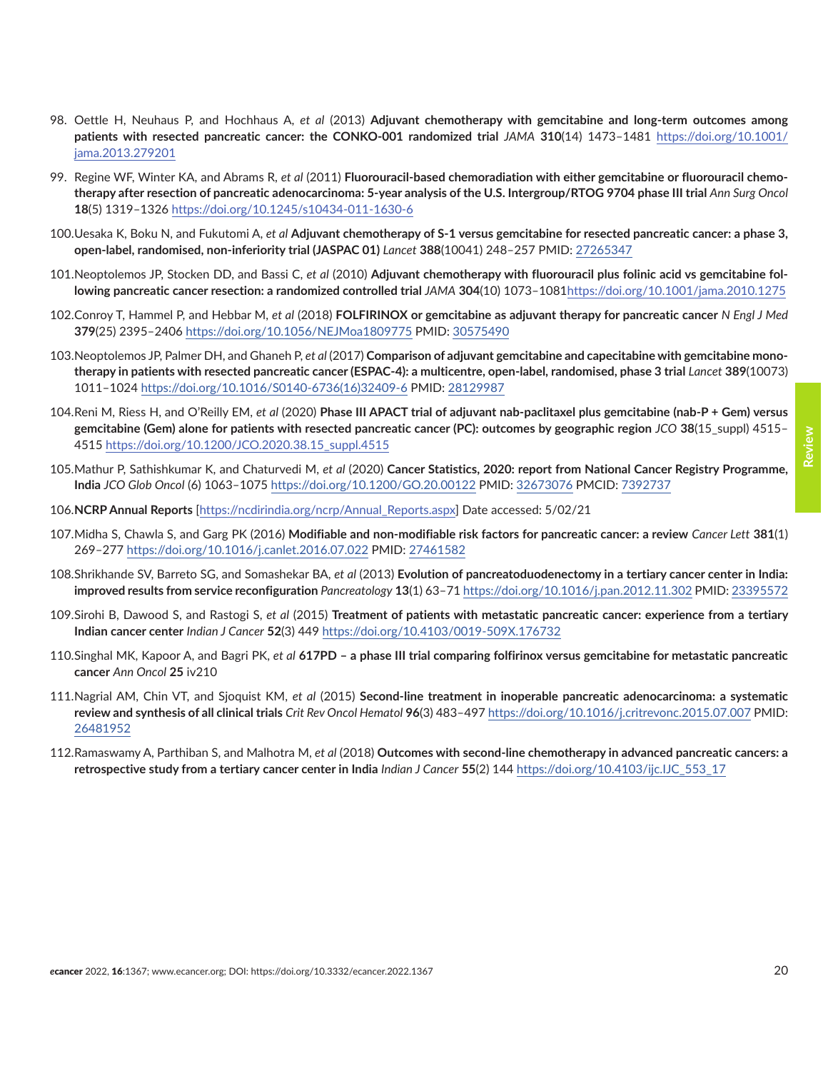98. Oettle H, Neuhaus P, and Hochhaus A, *et al* (2013) **Adjuvant chemotherapy with gemcitabine and long-term outcomes among patients with resected pancreatic cancer: the CONKO-001 randomized trial** *JAMA* **310**(14) 1473–1481 https://doi.org/10.1001/jama.2013.279201

99. Regine WF, Winter KA, and Abrams R, *et al* (2011) **Fluorouracil-based chemoradiation with either gemcitabine or fluorouracil chemotherapy after resection of pancreatic adenocarcinoma: 5-year analysis of the U.S. Intergroup/RTOG 9704 phase III trial** *Ann Surg Oncol* **18**(5) 1319–1326 https://doi.org/10.1245/s10434-011-1630-6

100. Uesaka K, Boku N, and Fukutomi A, *et al* **Adjuvant chemotherapy of S-1 versus gemcitabine for resected pancreatic cancer: a phase 3, open-label, randomised, non-inferiority trial (JASPAC 01)** *Lancet* **388**(10041) 248–257 PMID: 27265347

101. Neoptolemos JP, Stocken DD, and Bassi C, *et al* (2010) **Adjuvant chemotherapy with fluorouracil plus folinic acid vs gemcitabine following pancreatic cancer resection: a randomized controlled trial** *JAMA* **304**(10) 1073–1081https://doi.org/10.1001/jama.2010.1275

102. Conroy T, Hammel P, and Hebbar M, *et al* (2018) **FOLFIRINOX or gemcitabine as adjuvant therapy for pancreatic cancer** *N Engl J Med* **379**(25) 2395–2406 https://doi.org/10.1056/NEJMoa1809775 PMID: 30575490

103. Neoptolemos JP, Palmer DH, and Ghaneh P, *et al* (2017) **Comparison of adjuvant gemcitabine and capecitabine with gemcitabine monotherapy in patients with resected pancreatic cancer (ESPAC-4): a multicentre, open-label, randomised, phase 3 trial** *Lancet* **389**(10073) 1011–1024 https://doi.org/10.1016/S0140-6736(16)32409-6 PMID: 28129987

104. Reni M, Riess H, and O'Reilly EM, *et al* (2020) **Phase III APACT trial of adjuvant nab-paclitaxel plus gemcitabine (nab-P + Gem) versus gemcitabine (Gem) alone for patients with resected pancreatic cancer (PC): outcomes by geographic region** *JCO* **38**(15_suppl) 4515–4515 https://doi.org/10.1200/JCO.2020.38.15_suppl.4515

105. Mathur P, Sathishkumar K, and Chaturvedi M, *et al* (2020) **Cancer Statistics, 2020: report from National Cancer Registry Programme, India** *JCO Glob Oncol* (6) 1063–1075 https://doi.org/10.1200/GO.20.00122 PMID: 32673076 PMCID: 7392737

106. **NCRP Annual Reports** [https://ncdirindia.org/ncrp/Annual_Reports.aspx] Date accessed: 5/02/21

107. Midha S, Chawla S, and Garg PK (2016) **Modifiable and non-modifiable risk factors for pancreatic cancer: a review** *Cancer Lett* **381**(1) 269–277 https://doi.org/10.1016/j.canlet.2016.07.022 PMID: 27461582

108. Shrikhande SV, Barreto SG, and Somashekar BA, *et al* (2013) **Evolution of pancreatoduodenectomy in a tertiary cancer center in India: improved results from service reconfiguration** *Pancreatology* **13**(1) 63–71 https://doi.org/10.1016/j.pan.2012.11.302 PMID: 23395572

109. Sirohi B, Dawood S, and Rastogi S, *et al* (2015) **Treatment of patients with metastatic pancreatic cancer: experience from a tertiary Indian cancer center** *Indian J Cancer* **52**(3) 449 https://doi.org/10.4103/0019-509X.176732

110. Singhal MK, Kapoor A, and Bagri PK, *et al* **617PD – a phase III trial comparing folfirinox versus gemcitabine for metastatic pancreatic cancer** *Ann Oncol* **25** iv210

111. Nagrial AM, Chin VT, and Sjoquist KM, *et al* (2015) **Second-line treatment in inoperable pancreatic adenocarcinoma: a systematic review and synthesis of all clinical trials** *Crit Rev Oncol Hematol* **96**(3) 483–497 https://doi.org/10.1016/j.critrevonc.2015.07.007 PMID: 26481952

112. Ramaswamy A, Parthiban S, and Malhotra M, *et al* (2018) **Outcomes with second-line chemotherapy in advanced pancreatic cancers: a retrospective study from a tertiary cancer center in India** *Indian J Cancer* **55**(2) 144 https://doi.org/10.4103/ijc.IJC_553_17